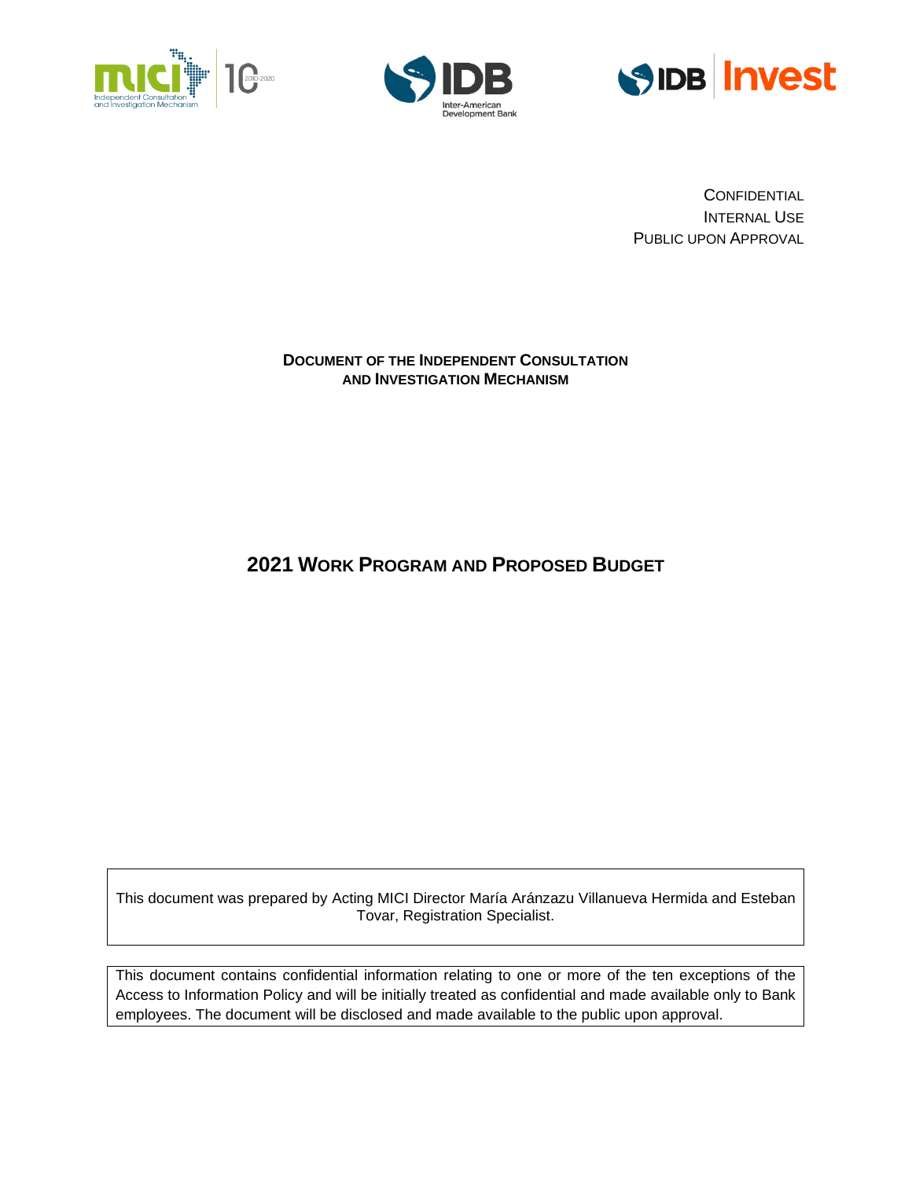CONFIDENTIAL
INTERNAL USE
PUBLIC UPON APPROVAL

**DOCUMENT OF THE INDEPENDENT CONSULTATION AND INVESTIGATION MECHANISM**

# 2021 WORK PROGRAM AND PROPOSED BUDGET

This document was prepared by Acting MICI Director María Aránzazu Villanueva Hermida and Esteban Tovar, Registration Specialist.

This document contains confidential information relating to one or more of the ten exceptions of the Access to Information Policy and will be initially treated as confidential and made available only to Bank employees. The document will be disclosed and made available to the public upon approval.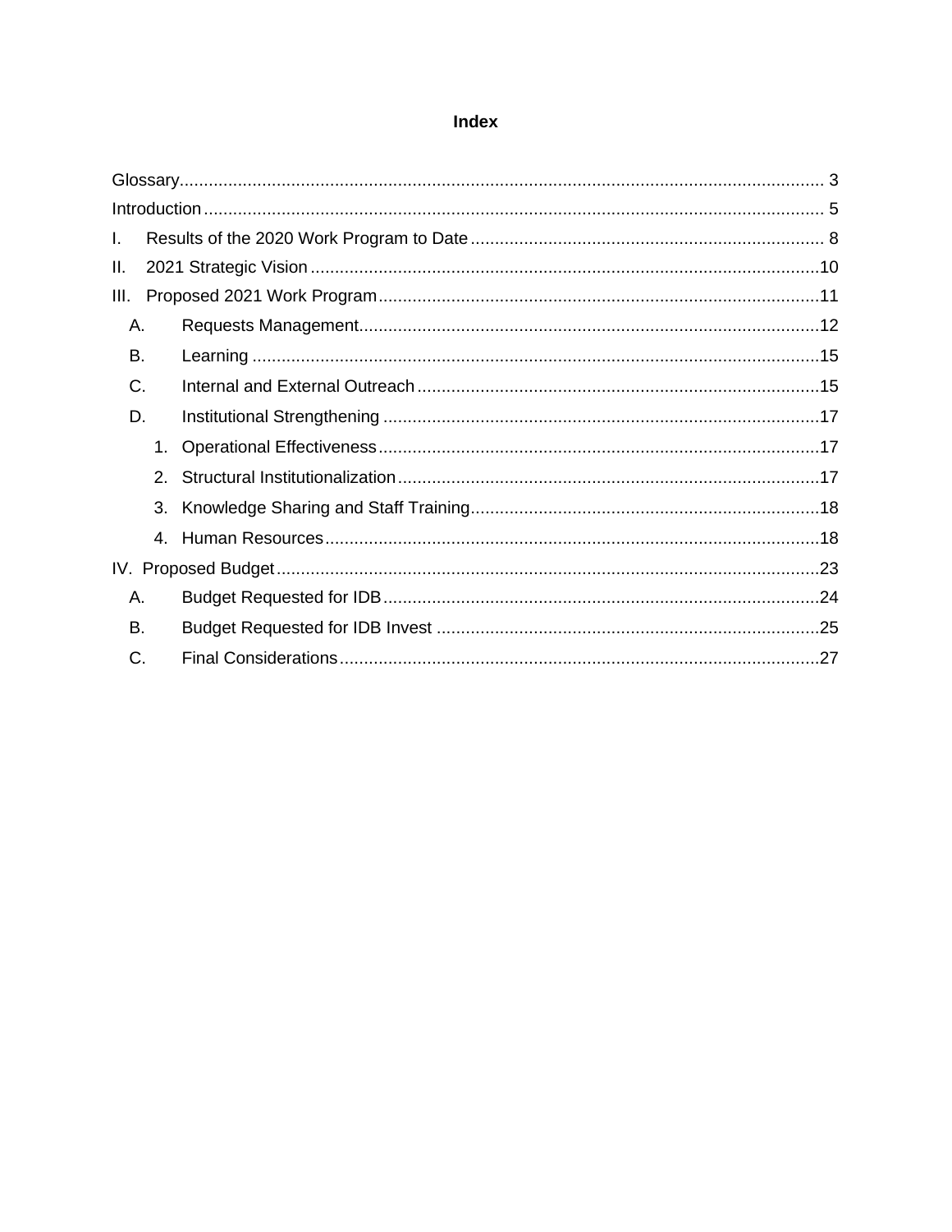# Index

Glossary ..... 3

Introduction ..... 5

I. Results of the 2020 Work Program to Date ..... 8

II. 2021 Strategic Vision ..... 10

III. Proposed 2021 Work Program ..... 11

- A. Requests Management ..... 12
- B. Learning ..... 15
- C. Internal and External Outreach ..... 15
- D. Institutional Strengthening ..... 17
  1. Operational Effectiveness ..... 17
  2. Structural Institutionalization ..... 17
  3. Knowledge Sharing and Staff Training ..... 18
  4. Human Resources ..... 18

IV. Proposed Budget ..... 23

- A. Budget Requested for IDB ..... 24
- B. Budget Requested for IDB Invest ..... 25
- C. Final Considerations ..... 27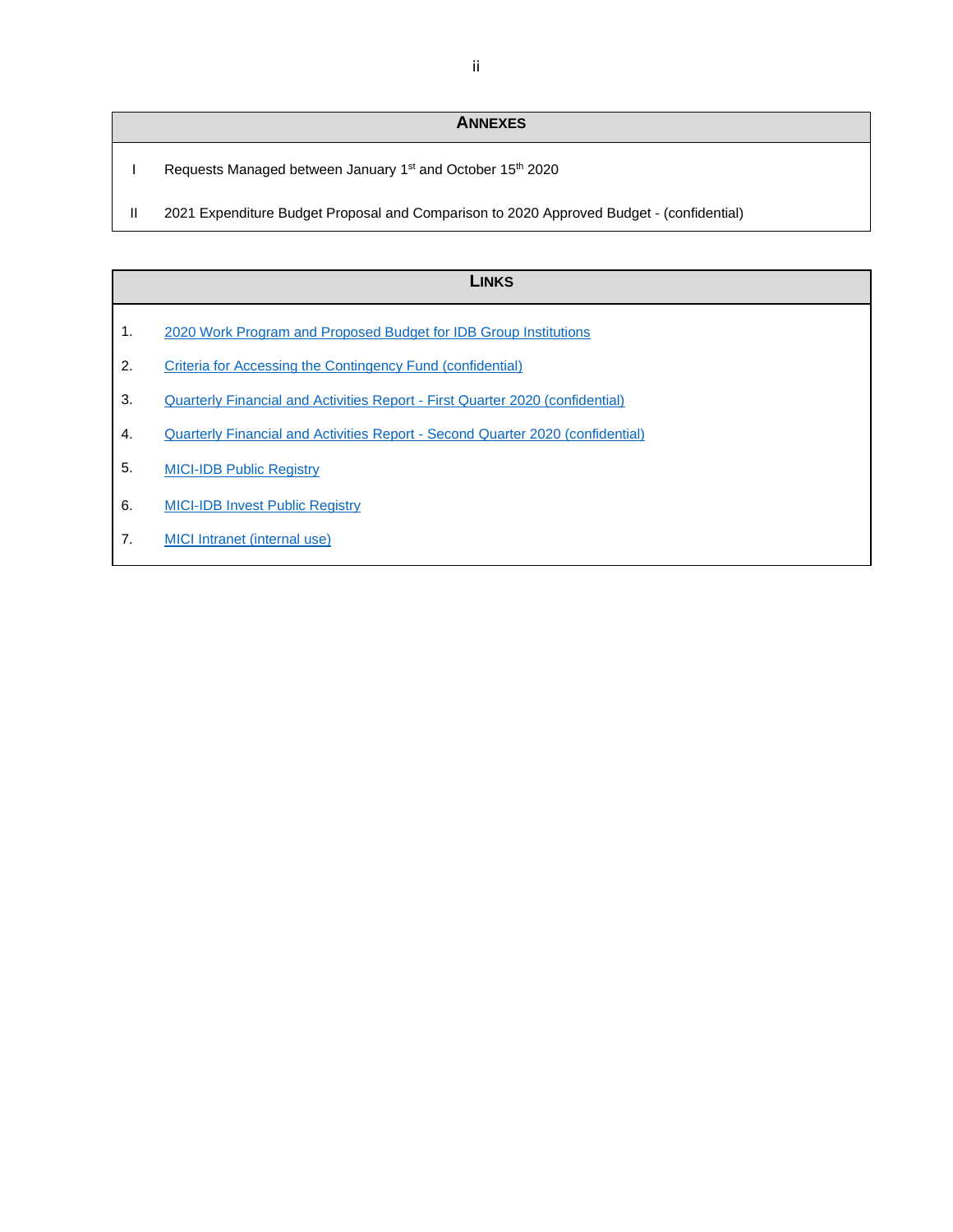## ANNEXES

| | |
|---|---|
| I | Requests Managed between January 1st and October 15th 2020 |
| II | 2021 Expenditure Budget Proposal and Comparison to 2020 Approved Budget - (confidential) |

## LINKS

1. 2020 Work Program and Proposed Budget for IDB Group Institutions
2. Criteria for Accessing the Contingency Fund (confidential)
3. Quarterly Financial and Activities Report - First Quarter 2020 (confidential)
4. Quarterly Financial and Activities Report - Second Quarter 2020 (confidential)
5. MICI-IDB Public Registry
6. MICI-IDB Invest Public Registry
7. MICI Intranet (internal use)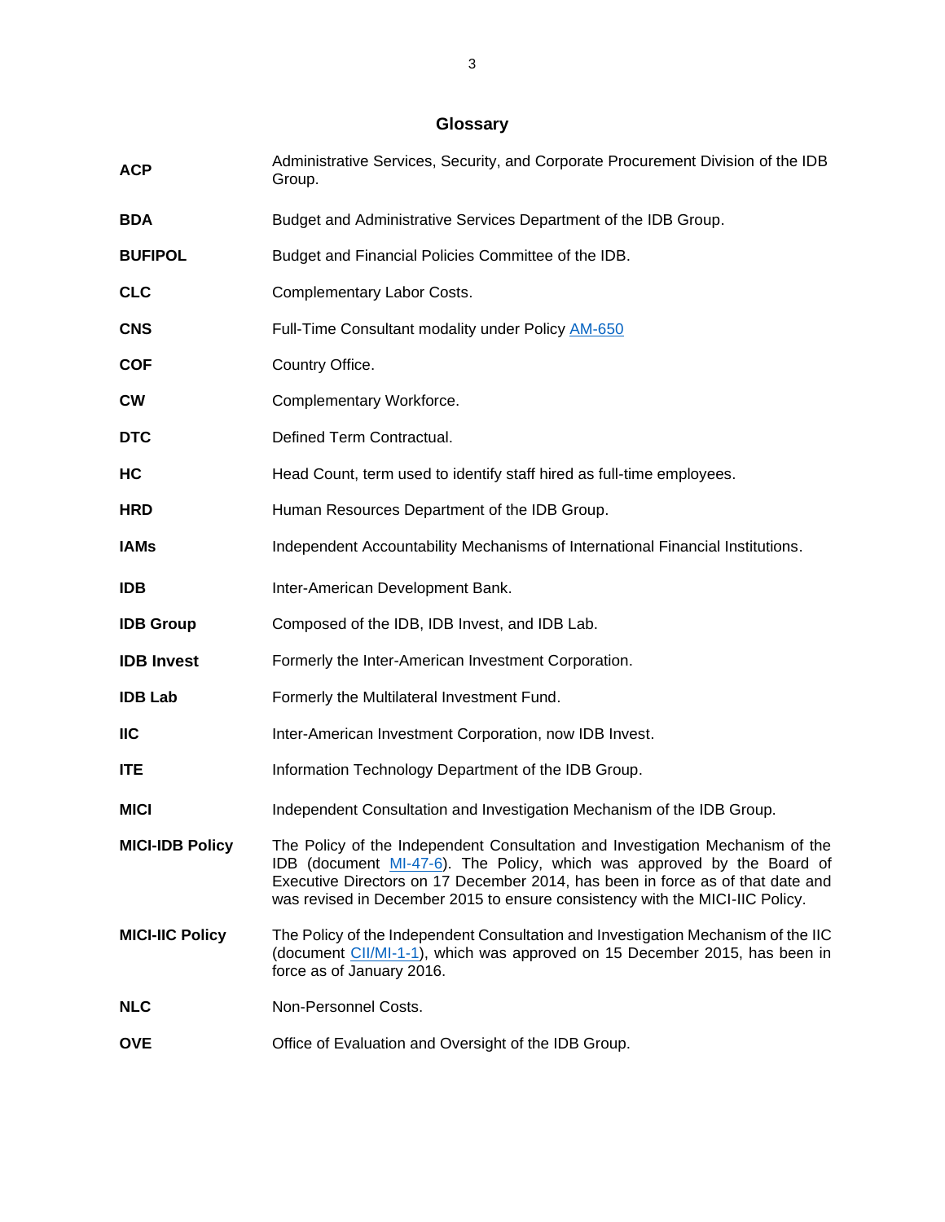# Glossary

| | |
|---|---|
| **ACP** | Administrative Services, Security, and Corporate Procurement Division of the IDB Group. |
| **BDA** | Budget and Administrative Services Department of the IDB Group. |
| **BUFIPOL** | Budget and Financial Policies Committee of the IDB. |
| **CLC** | Complementary Labor Costs. |
| **CNS** | Full-Time Consultant modality under Policy AM-650 |
| **COF** | Country Office. |
| **CW** | Complementary Workforce. |
| **DTC** | Defined Term Contractual. |
| **HC** | Head Count, term used to identify staff hired as full-time employees. |
| **HRD** | Human Resources Department of the IDB Group. |
| **IAMs** | Independent Accountability Mechanisms of International Financial Institutions. |
| **IDB** | Inter-American Development Bank. |
| **IDB Group** | Composed of the IDB, IDB Invest, and IDB Lab. |
| **IDB Invest** | Formerly the Inter-American Investment Corporation. |
| **IDB Lab** | Formerly the Multilateral Investment Fund. |
| **IIC** | Inter-American Investment Corporation, now IDB Invest. |
| **ITE** | Information Technology Department of the IDB Group. |
| **MICI** | Independent Consultation and Investigation Mechanism of the IDB Group. |
| **MICI-IDB Policy** | The Policy of the Independent Consultation and Investigation Mechanism of the IDB (document MI-47-6). The Policy, which was approved by the Board of Executive Directors on 17 December 2014, has been in force as of that date and was revised in December 2015 to ensure consistency with the MICI-IIC Policy. |
| **MICI-IIC Policy** | The Policy of the Independent Consultation and Investigation Mechanism of the IIC (document CII/MI-1-1), which was approved on 15 December 2015, has been in force as of January 2016. |
| **NLC** | Non-Personnel Costs. |
| **OVE** | Office of Evaluation and Oversight of the IDB Group. |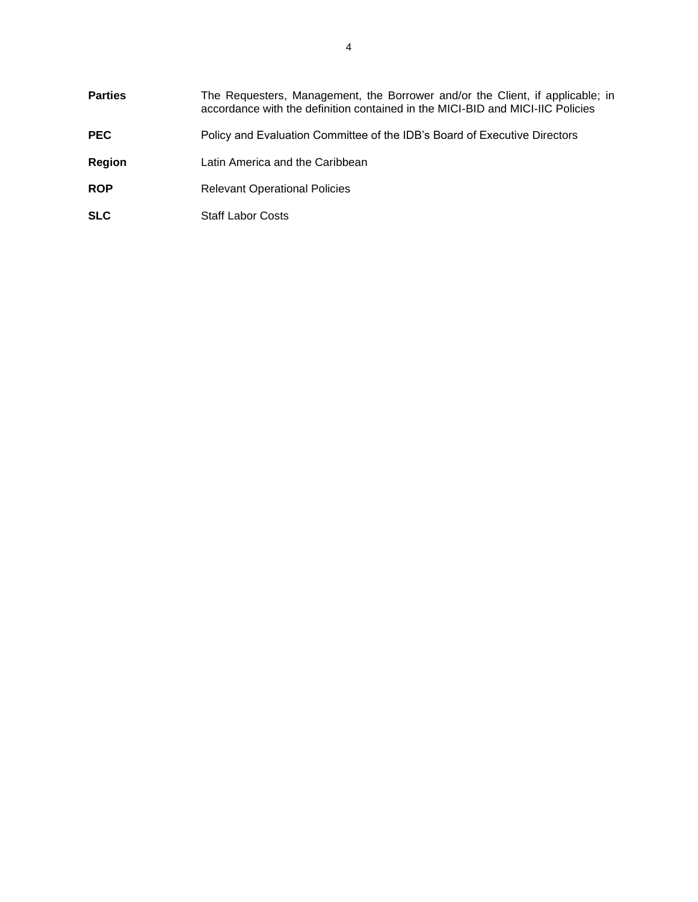| | |
|---|---|
| **Parties** | The Requesters, Management, the Borrower and/or the Client, if applicable; in accordance with the definition contained in the MICI-BID and MICI-IIC Policies |
| **PEC** | Policy and Evaluation Committee of the IDB's Board of Executive Directors |
| **Region** | Latin America and the Caribbean |
| **ROP** | Relevant Operational Policies |
| **SLC** | Staff Labor Costs |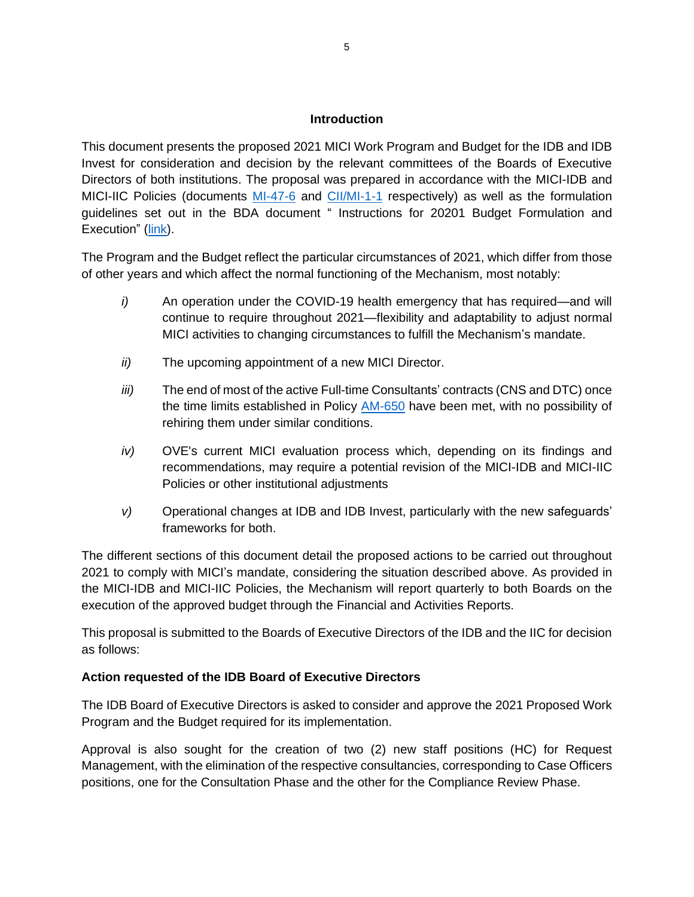## Introduction

This document presents the proposed 2021 MICI Work Program and Budget for the IDB and IDB Invest for consideration and decision by the relevant committees of the Boards of Executive Directors of both institutions. The proposal was prepared in accordance with the MICI-IDB and MICI-IIC Policies (documents MI-47-6 and CII/MI-1-1 respectively) as well as the formulation guidelines set out in the BDA document " Instructions for 20201 Budget Formulation and Execution" (link).

The Program and the Budget reflect the particular circumstances of 2021, which differ from those of other years and which affect the normal functioning of the Mechanism, most notably:

*i)* An operation under the COVID-19 health emergency that has required—and will continue to require throughout 2021—flexibility and adaptability to adjust normal MICI activities to changing circumstances to fulfill the Mechanism's mandate.

*ii)* The upcoming appointment of a new MICI Director.

*iii)* The end of most of the active Full-time Consultants' contracts (CNS and DTC) once the time limits established in Policy AM-650 have been met, with no possibility of rehiring them under similar conditions.

*iv)* OVE's current MICI evaluation process which, depending on its findings and recommendations, may require a potential revision of the MICI-IDB and MICI-IIC Policies or other institutional adjustments

*v)* Operational changes at IDB and IDB Invest, particularly with the new safeguards' frameworks for both.

The different sections of this document detail the proposed actions to be carried out throughout 2021 to comply with MICI's mandate, considering the situation described above. As provided in the MICI-IDB and MICI-IIC Policies, the Mechanism will report quarterly to both Boards on the execution of the approved budget through the Financial and Activities Reports.

This proposal is submitted to the Boards of Executive Directors of the IDB and the IIC for decision as follows:

**Action requested of the IDB Board of Executive Directors**

The IDB Board of Executive Directors is asked to consider and approve the 2021 Proposed Work Program and the Budget required for its implementation.

Approval is also sought for the creation of two (2) new staff positions (HC) for Request Management, with the elimination of the respective consultancies, corresponding to Case Officers positions, one for the Consultation Phase and the other for the Compliance Review Phase.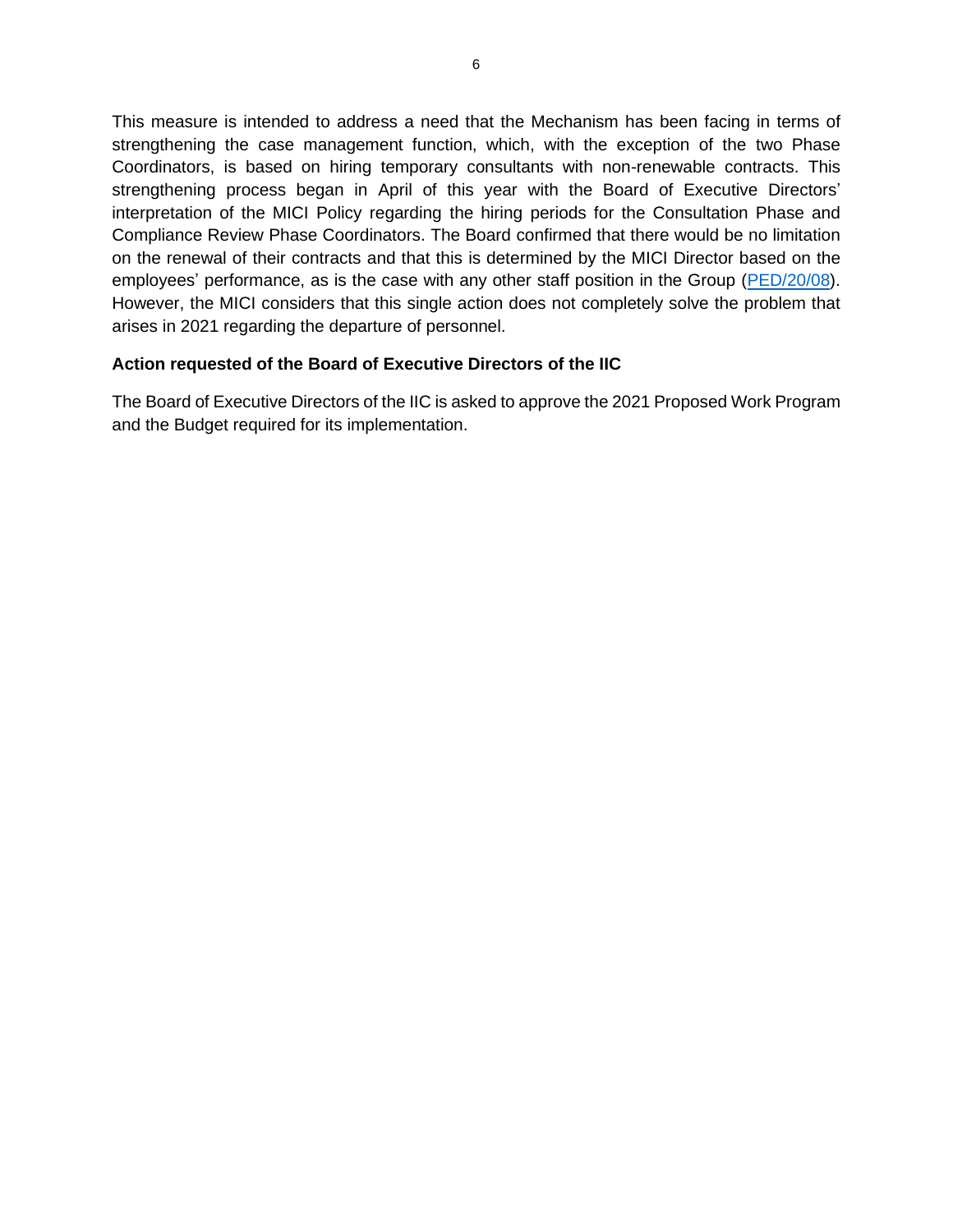This measure is intended to address a need that the Mechanism has been facing in terms of strengthening the case management function, which, with the exception of the two Phase Coordinators, is based on hiring temporary consultants with non-renewable contracts. This strengthening process began in April of this year with the Board of Executive Directors' interpretation of the MICI Policy regarding the hiring periods for the Consultation Phase and Compliance Review Phase Coordinators. The Board confirmed that there would be no limitation on the renewal of their contracts and that this is determined by the MICI Director based on the employees' performance, as is the case with any other staff position in the Group (PED/20/08). However, the MICI considers that this single action does not completely solve the problem that arises in 2021 regarding the departure of personnel.

**Action requested of the Board of Executive Directors of the IIC**

The Board of Executive Directors of the IIC is asked to approve the 2021 Proposed Work Program and the Budget required for its implementation.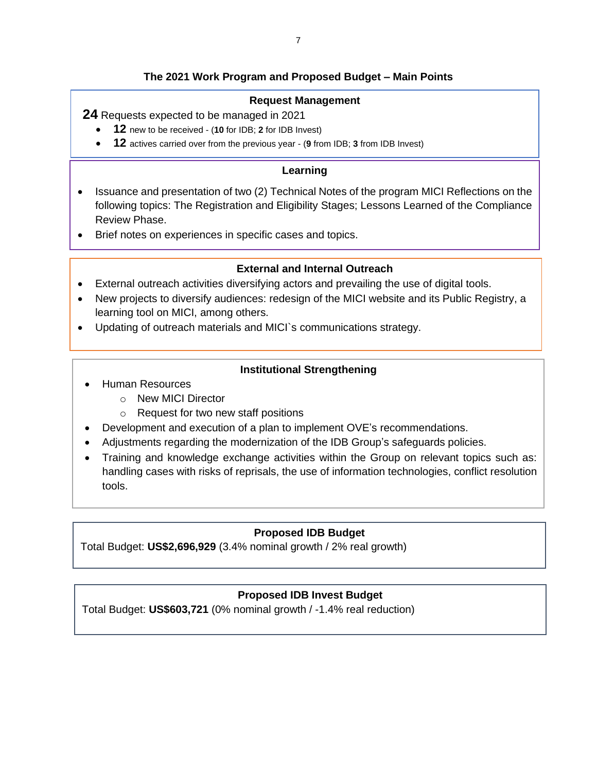## The 2021 Work Program and Proposed Budget – Main Points

### Request Management

**24** Requests expected to be managed in 2021

- **12** new to be received - (**10** for IDB; **2** for IDB Invest)
- **12** actives carried over from the previous year - (**9** from IDB; **3** from IDB Invest)

### Learning

- Issuance and presentation of two (2) Technical Notes of the program MICI Reflections on the following topics: The Registration and Eligibility Stages; Lessons Learned of the Compliance Review Phase.
- Brief notes on experiences in specific cases and topics.

### External and Internal Outreach

- External outreach activities diversifying actors and prevailing the use of digital tools.
- New projects to diversify audiences: redesign of the MICI website and its Public Registry, a learning tool on MICI, among others.
- Updating of outreach materials and MICI`s communications strategy.

### Institutional Strengthening

- Human Resources
  - New MICI Director
  - Request for two new staff positions
- Development and execution of a plan to implement OVE's recommendations.
- Adjustments regarding the modernization of the IDB Group's safeguards policies.
- Training and knowledge exchange activities within the Group on relevant topics such as: handling cases with risks of reprisals, the use of information technologies, conflict resolution tools.

### Proposed IDB Budget

Total Budget: **US$2,696,929** (3.4% nominal growth / 2% real growth)

### Proposed IDB Invest Budget

Total Budget: **US$603,721** (0% nominal growth / -1.4% real reduction)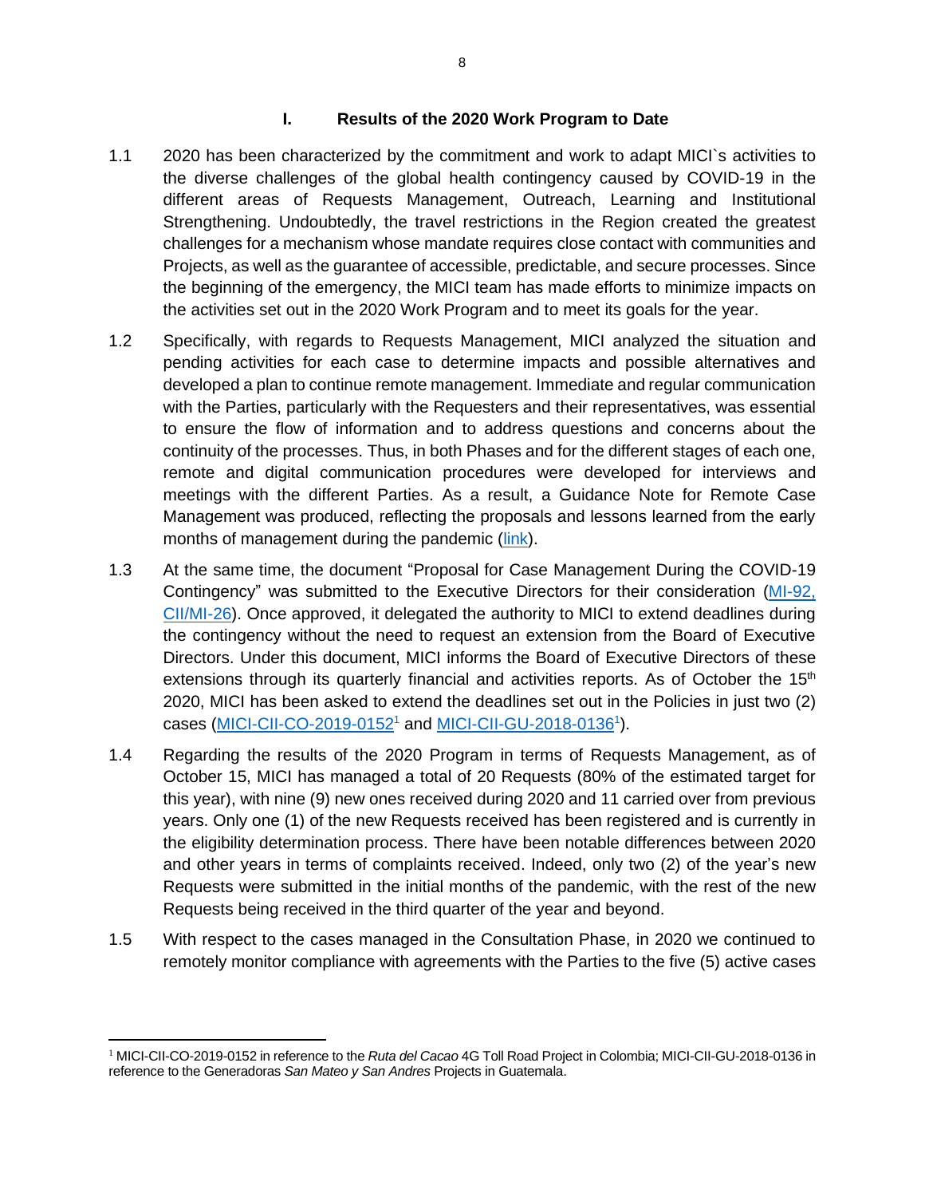## I. Results of the 2020 Work Program to Date

1.1 2020 has been characterized by the commitment and work to adapt MICI`s activities to the diverse challenges of the global health contingency caused by COVID-19 in the different areas of Requests Management, Outreach, Learning and Institutional Strengthening. Undoubtedly, the travel restrictions in the Region created the greatest challenges for a mechanism whose mandate requires close contact with communities and Projects, as well as the guarantee of accessible, predictable, and secure processes. Since the beginning of the emergency, the MICI team has made efforts to minimize impacts on the activities set out in the 2020 Work Program and to meet its goals for the year.

1.2 Specifically, with regards to Requests Management, MICI analyzed the situation and pending activities for each case to determine impacts and possible alternatives and developed a plan to continue remote management. Immediate and regular communication with the Parties, particularly with the Requesters and their representatives, was essential to ensure the flow of information and to address questions and concerns about the continuity of the processes. Thus, in both Phases and for the different stages of each one, remote and digital communication procedures were developed for interviews and meetings with the different Parties. As a result, a Guidance Note for Remote Case Management was produced, reflecting the proposals and lessons learned from the early months of management during the pandemic (link).

1.3 At the same time, the document "Proposal for Case Management During the COVID-19 Contingency" was submitted to the Executive Directors for their consideration (MI-92, CII/MI-26). Once approved, it delegated the authority to MICI to extend deadlines during the contingency without the need to request an extension from the Board of Executive Directors. Under this document, MICI informs the Board of Executive Directors of these extensions through its quarterly financial and activities reports. As of October the 15th 2020, MICI has been asked to extend the deadlines set out in the Policies in just two (2) cases (MICI-CII-CO-2019-0152[1] and MICI-CII-GU-2018-0136[1]).

1.4 Regarding the results of the 2020 Program in terms of Requests Management, as of October 15, MICI has managed a total of 20 Requests (80% of the estimated target for this year), with nine (9) new ones received during 2020 and 11 carried over from previous years. Only one (1) of the new Requests received has been registered and is currently in the eligibility determination process. There have been notable differences between 2020 and other years in terms of complaints received. Indeed, only two (2) of the year's new Requests were submitted in the initial months of the pandemic, with the rest of the new Requests being received in the third quarter of the year and beyond.

1.5 With respect to the cases managed in the Consultation Phase, in 2020 we continued to remotely monitor compliance with agreements with the Parties to the five (5) active cases

---

[1] MICI-CII-CO-2019-0152 in reference to the *Ruta del Cacao* 4G Toll Road Project in Colombia; MICI-CII-GU-2018-0136 in reference to the Generadoras *San Mateo y San Andres* Projects in Guatemala.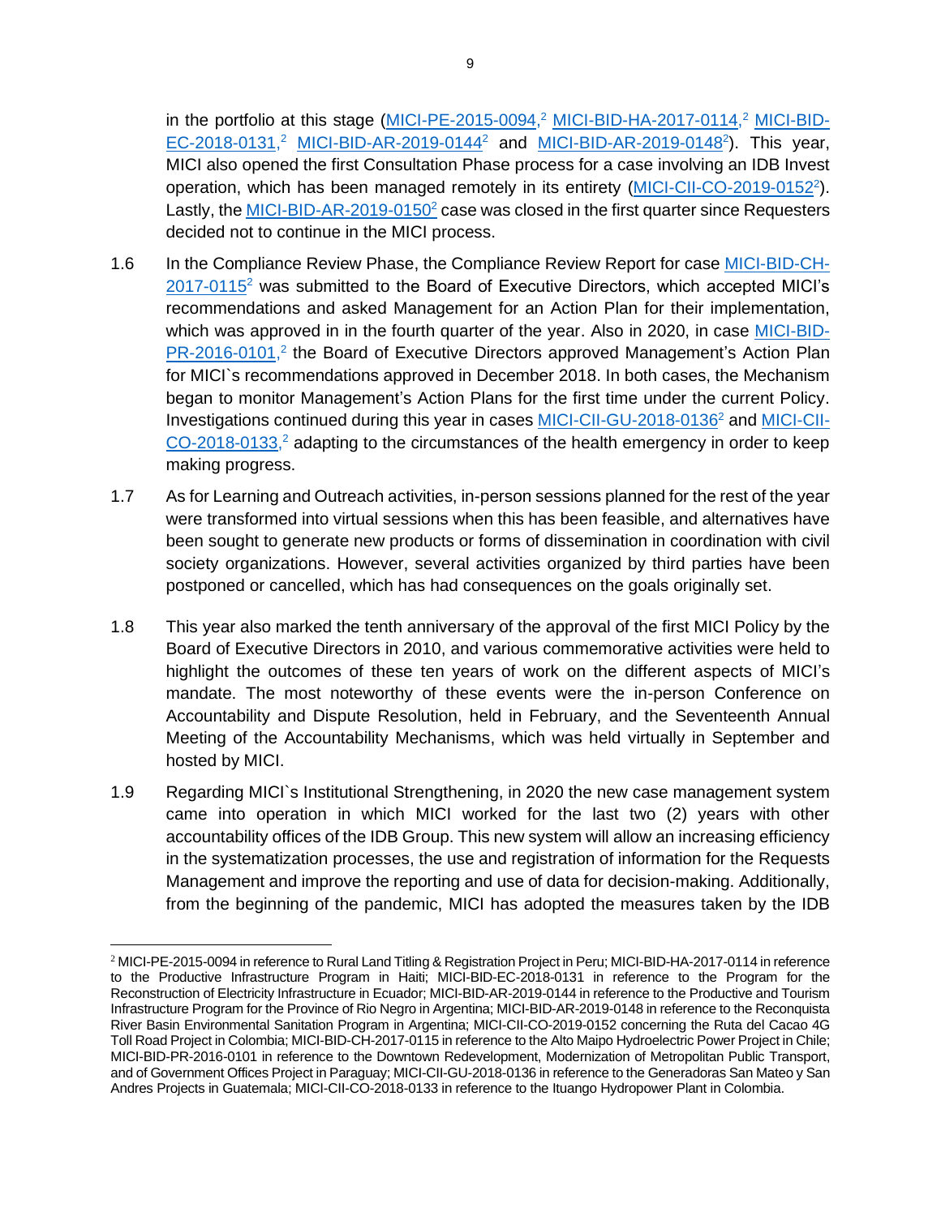in the portfolio at this stage (MICI-PE-2015-0094,[2] MICI-BID-HA-2017-0114,[2] MICI-BID-EC-2018-0131,[2] MICI-BID-AR-2019-0144[2] and MICI-BID-AR-2019-0148[2]). This year, MICI also opened the first Consultation Phase process for a case involving an IDB Invest operation, which has been managed remotely in its entirety (MICI-CII-CO-2019-0152[2]). Lastly, the MICI-BID-AR-2019-0150[2] case was closed in the first quarter since Requesters decided not to continue in the MICI process.

1.6 In the Compliance Review Phase, the Compliance Review Report for case MICI-BID-CH-2017-0115[2] was submitted to the Board of Executive Directors, which accepted MICI's recommendations and asked Management for an Action Plan for their implementation, which was approved in in the fourth quarter of the year. Also in 2020, in case MICI-BID-PR-2016-0101,[2] the Board of Executive Directors approved Management's Action Plan for MICI`s recommendations approved in December 2018. In both cases, the Mechanism began to monitor Management's Action Plans for the first time under the current Policy. Investigations continued during this year in cases MICI-CII-GU-2018-0136[2] and MICI-CII-CO-2018-0133,[2] adapting to the circumstances of the health emergency in order to keep making progress.

1.7 As for Learning and Outreach activities, in-person sessions planned for the rest of the year were transformed into virtual sessions when this has been feasible, and alternatives have been sought to generate new products or forms of dissemination in coordination with civil society organizations. However, several activities organized by third parties have been postponed or cancelled, which has had consequences on the goals originally set.

1.8 This year also marked the tenth anniversary of the approval of the first MICI Policy by the Board of Executive Directors in 2010, and various commemorative activities were held to highlight the outcomes of these ten years of work on the different aspects of MICI's mandate. The most noteworthy of these events were the in-person Conference on Accountability and Dispute Resolution, held in February, and the Seventeenth Annual Meeting of the Accountability Mechanisms, which was held virtually in September and hosted by MICI.

1.9 Regarding MICI`s Institutional Strengthening, in 2020 the new case management system came into operation in which MICI worked for the last two (2) years with other accountability offices of the IDB Group. This new system will allow an increasing efficiency in the systematization processes, the use and registration of information for the Requests Management and improve the reporting and use of data for decision-making. Additionally, from the beginning of the pandemic, MICI has adopted the measures taken by the IDB

---

[2] MICI-PE-2015-0094 in reference to Rural Land Titling & Registration Project in Peru; MICI-BID-HA-2017-0114 in reference to the Productive Infrastructure Program in Haiti; MICI-BID-EC-2018-0131 in reference to the Program for the Reconstruction of Electricity Infrastructure in Ecuador; MICI-BID-AR-2019-0144 in reference to the Productive and Tourism Infrastructure Program for the Province of Rio Negro in Argentina; MICI-BID-AR-2019-0148 in reference to the Reconquista River Basin Environmental Sanitation Program in Argentina; MICI-CII-CO-2019-0152 concerning the Ruta del Cacao 4G Toll Road Project in Colombia; MICI-BID-CH-2017-0115 in reference to the Alto Maipo Hydroelectric Power Project in Chile; MICI-BID-PR-2016-0101 in reference to the Downtown Redevelopment, Modernization of Metropolitan Public Transport, and of Government Offices Project in Paraguay; MICI-CII-GU-2018-0136 in reference to the Generadoras San Mateo y San Andres Projects in Guatemala; MICI-CII-CO-2018-0133 in reference to the Ituango Hydropower Plant in Colombia.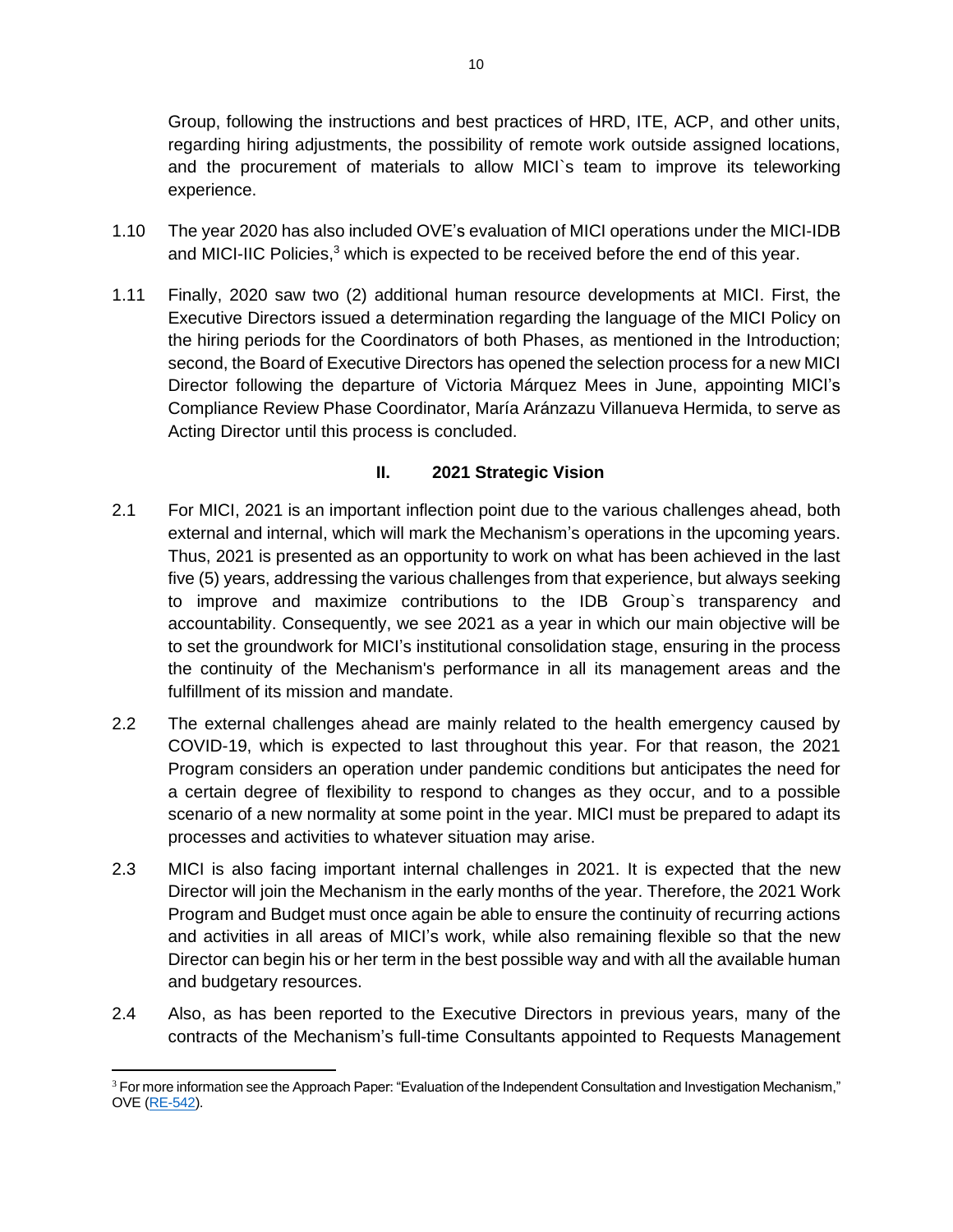Group, following the instructions and best practices of HRD, ITE, ACP, and other units, regarding hiring adjustments, the possibility of remote work outside assigned locations, and the procurement of materials to allow MICI`s team to improve its teleworking experience.

1.10 The year 2020 has also included OVE's evaluation of MICI operations under the MICI-IDB and MICI-IIC Policies,[3] which is expected to be received before the end of this year.

1.11 Finally, 2020 saw two (2) additional human resource developments at MICI. First, the Executive Directors issued a determination regarding the language of the MICI Policy on the hiring periods for the Coordinators of both Phases, as mentioned in the Introduction; second, the Board of Executive Directors has opened the selection process for a new MICI Director following the departure of Victoria Márquez Mees in June, appointing MICI's Compliance Review Phase Coordinator, María Aránzazu Villanueva Hermida, to serve as Acting Director until this process is concluded.

## II. 2021 Strategic Vision

2.1 For MICI, 2021 is an important inflection point due to the various challenges ahead, both external and internal, which will mark the Mechanism's operations in the upcoming years. Thus, 2021 is presented as an opportunity to work on what has been achieved in the last five (5) years, addressing the various challenges from that experience, but always seeking to improve and maximize contributions to the IDB Group`s transparency and accountability. Consequently, we see 2021 as a year in which our main objective will be to set the groundwork for MICI's institutional consolidation stage, ensuring in the process the continuity of the Mechanism's performance in all its management areas and the fulfillment of its mission and mandate.

2.2 The external challenges ahead are mainly related to the health emergency caused by COVID-19, which is expected to last throughout this year. For that reason, the 2021 Program considers an operation under pandemic conditions but anticipates the need for a certain degree of flexibility to respond to changes as they occur, and to a possible scenario of a new normality at some point in the year. MICI must be prepared to adapt its processes and activities to whatever situation may arise.

2.3 MICI is also facing important internal challenges in 2021. It is expected that the new Director will join the Mechanism in the early months of the year. Therefore, the 2021 Work Program and Budget must once again be able to ensure the continuity of recurring actions and activities in all areas of MICI's work, while also remaining flexible so that the new Director can begin his or her term in the best possible way and with all the available human and budgetary resources.

2.4 Also, as has been reported to the Executive Directors in previous years, many of the contracts of the Mechanism's full-time Consultants appointed to Requests Management

---

[3] For more information see the Approach Paper: "Evaluation of the Independent Consultation and Investigation Mechanism," OVE (RE-542).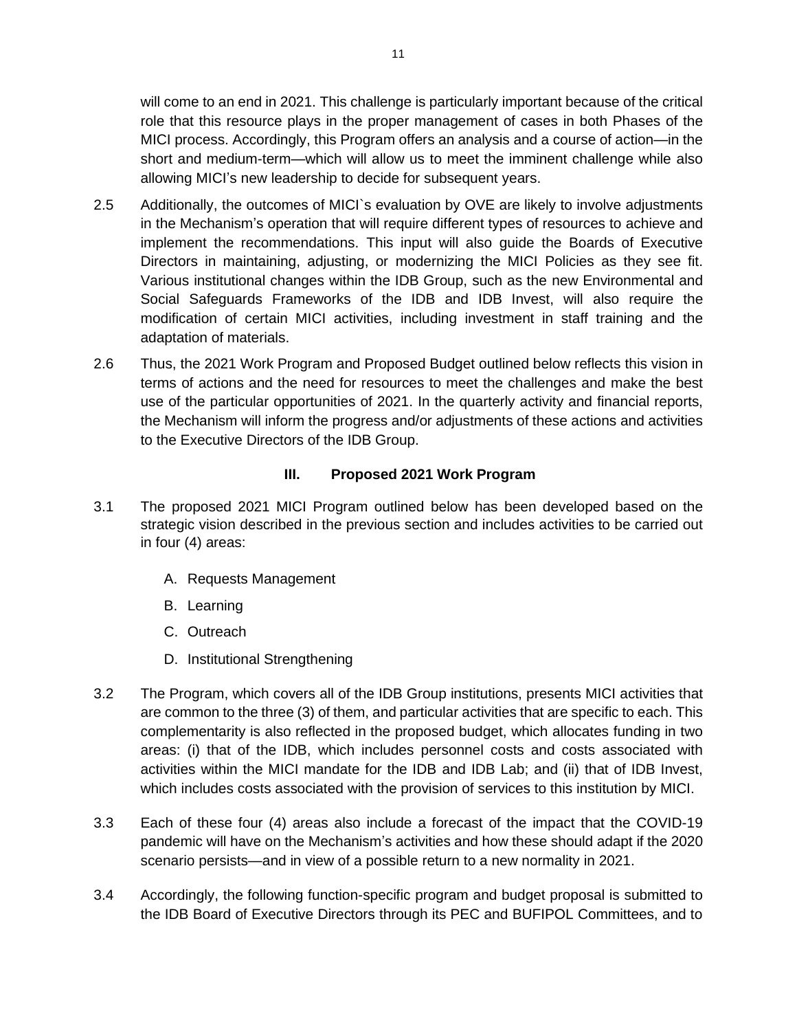will come to an end in 2021. This challenge is particularly important because of the critical role that this resource plays in the proper management of cases in both Phases of the MICI process. Accordingly, this Program offers an analysis and a course of action—in the short and medium-term—which will allow us to meet the imminent challenge while also allowing MICI's new leadership to decide for subsequent years.

2.5 Additionally, the outcomes of MICI`s evaluation by OVE are likely to involve adjustments in the Mechanism's operation that will require different types of resources to achieve and implement the recommendations. This input will also guide the Boards of Executive Directors in maintaining, adjusting, or modernizing the MICI Policies as they see fit. Various institutional changes within the IDB Group, such as the new Environmental and Social Safeguards Frameworks of the IDB and IDB Invest, will also require the modification of certain MICI activities, including investment in staff training and the adaptation of materials.

2.6 Thus, the 2021 Work Program and Proposed Budget outlined below reflects this vision in terms of actions and the need for resources to meet the challenges and make the best use of the particular opportunities of 2021. In the quarterly activity and financial reports, the Mechanism will inform the progress and/or adjustments of these actions and activities to the Executive Directors of the IDB Group.

## III. Proposed 2021 Work Program

3.1 The proposed 2021 MICI Program outlined below has been developed based on the strategic vision described in the previous section and includes activities to be carried out in four (4) areas:

A. Requests Management

B. Learning

C. Outreach

D. Institutional Strengthening

3.2 The Program, which covers all of the IDB Group institutions, presents MICI activities that are common to the three (3) of them, and particular activities that are specific to each. This complementarity is also reflected in the proposed budget, which allocates funding in two areas: (i) that of the IDB, which includes personnel costs and costs associated with activities within the MICI mandate for the IDB and IDB Lab; and (ii) that of IDB Invest, which includes costs associated with the provision of services to this institution by MICI.

3.3 Each of these four (4) areas also include a forecast of the impact that the COVID-19 pandemic will have on the Mechanism's activities and how these should adapt if the 2020 scenario persists—and in view of a possible return to a new normality in 2021.

3.4 Accordingly, the following function-specific program and budget proposal is submitted to the IDB Board of Executive Directors through its PEC and BUFIPOL Committees, and to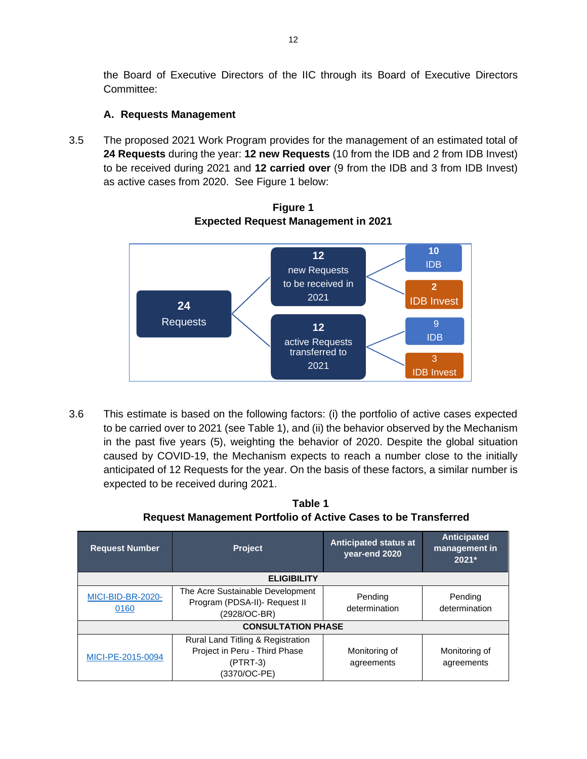the Board of Executive Directors of the IIC through its Board of Executive Directors Committee:

### A. Requests Management

3.5 The proposed 2021 Work Program provides for the management of an estimated total of **24 Requests** during the year: **12 new Requests** (10 from the IDB and 2 from IDB Invest) to be received during 2021 and **12 carried over** (9 from the IDB and 3 from IDB Invest) as active cases from 2020. See Figure 1 below:

**Figure 1**
**Expected Request Management in 2021**

- **24** Requests
  - **12** new Requests to be received in 2021
    - **10** IDB
    - **2** IDB Invest
  - **12** active Requests transferred to 2021
    - 9 IDB
    - 3 IDB Invest

3.6 This estimate is based on the following factors: (i) the portfolio of active cases expected to be carried over to 2021 (see Table 1), and (ii) the behavior observed by the Mechanism in the past five years (5), weighting the behavior of 2020. Despite the global situation caused by COVID-19, the Mechanism expects to reach a number close to the initially anticipated of 12 Requests for the year. On the basis of these factors, a similar number is expected to be received during 2021.

**Table 1**
**Request Management Portfolio of Active Cases to be Transferred**

| Request Number | Project | Anticipated status at year-end 2020 | Anticipated management in 2021* |
|---|---|---|---|
| **ELIGIBILITY** | | | |
| MICI-BID-BR-2020-0160 | The Acre Sustainable Development Program (PDSA-II)- Request II (2928/OC-BR) | Pending determination | Pending determination |
| **CONSULTATION PHASE** | | | |
| MICI-PE-2015-0094 | Rural Land Titling & Registration Project in Peru - Third Phase (PTRT-3) (3370/OC-PE) | Monitoring of agreements | Monitoring of agreements |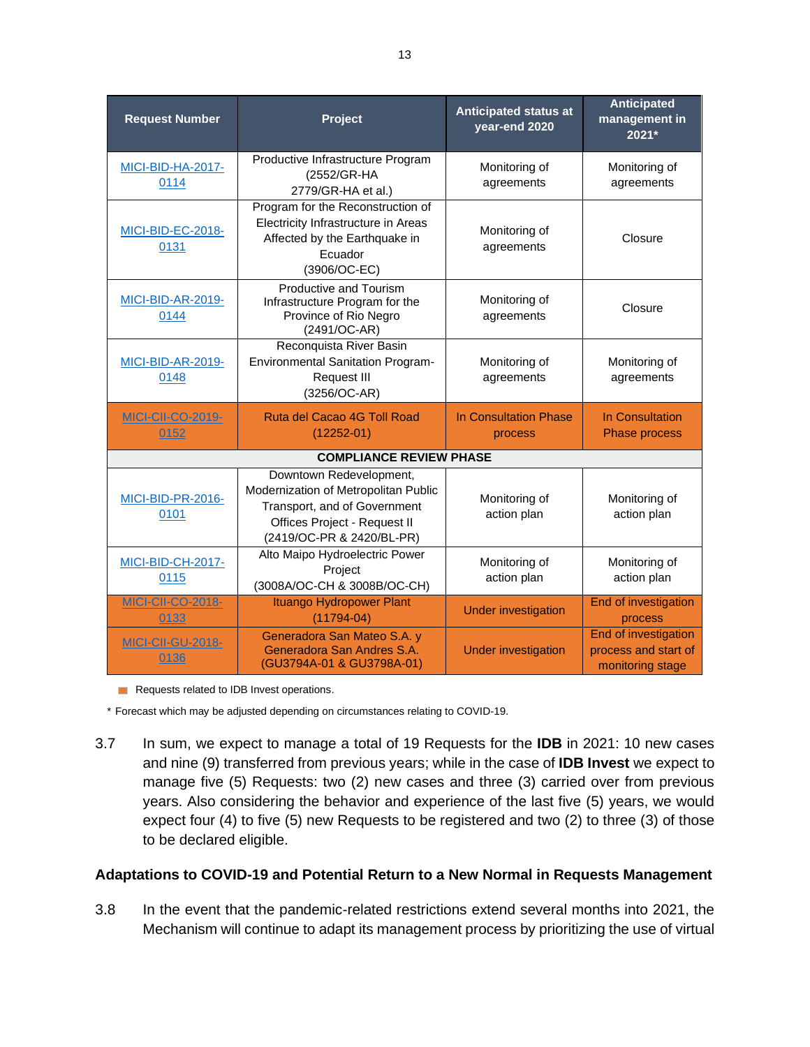| Request Number | Project | Anticipated status at year-end 2020 | Anticipated management in 2021* |
|---|---|---|---|
| MICI-BID-HA-2017-0114 | Productive Infrastructure Program (2552/GR-HA 2779/GR-HA et al.) | Monitoring of agreements | Monitoring of agreements |
| MICI-BID-EC-2018-0131 | Program for the Reconstruction of Electricity Infrastructure in Areas Affected by the Earthquake in Ecuador (3906/OC-EC) | Monitoring of agreements | Closure |
| MICI-BID-AR-2019-0144 | Productive and Tourism Infrastructure Program for the Province of Rio Negro (2491/OC-AR) | Monitoring of agreements | Closure |
| MICI-BID-AR-2019-0148 | Reconquista River Basin Environmental Sanitation Program-Request III (3256/OC-AR) | Monitoring of agreements | Monitoring of agreements |
| MICI-CII-CO-2019-0152 | Ruta del Cacao 4G Toll Road (12252-01) | In Consultation Phase process | In Consultation Phase process |
| **COMPLIANCE REVIEW PHASE** | | | |
| MICI-BID-PR-2016-0101 | Downtown Redevelopment, Modernization of Metropolitan Public Transport, and of Government Offices Project - Request II (2419/OC-PR & 2420/BL-PR) | Monitoring of action plan | Monitoring of action plan |
| MICI-BID-CH-2017-0115 | Alto Maipo Hydroelectric Power Project (3008A/OC-CH & 3008B/OC-CH) | Monitoring of action plan | Monitoring of action plan |
| MICI-CII-CO-2018-0133 | Ituango Hydropower Plant (11794-04) | Under investigation | End of investigation process |
| MICI-CII-GU-2018-0136 | Generadora San Mateo S.A. y Generadora San Andres S.A. (GU3794A-01 & GU3798A-01) | Under investigation | End of investigation process and start of monitoring stage |

Requests related to IDB Invest operations.

\* Forecast which may be adjusted depending on circumstances relating to COVID-19.

3.7 In sum, we expect to manage a total of 19 Requests for the **IDB** in 2021: 10 new cases and nine (9) transferred from previous years; while in the case of **IDB Invest** we expect to manage five (5) Requests: two (2) new cases and three (3) carried over from previous years. Also considering the behavior and experience of the last five (5) years, we would expect four (4) to five (5) new Requests to be registered and two (2) to three (3) of those to be declared eligible.

### Adaptations to COVID-19 and Potential Return to a New Normal in Requests Management

3.8 In the event that the pandemic-related restrictions extend several months into 2021, the Mechanism will continue to adapt its management process by prioritizing the use of virtual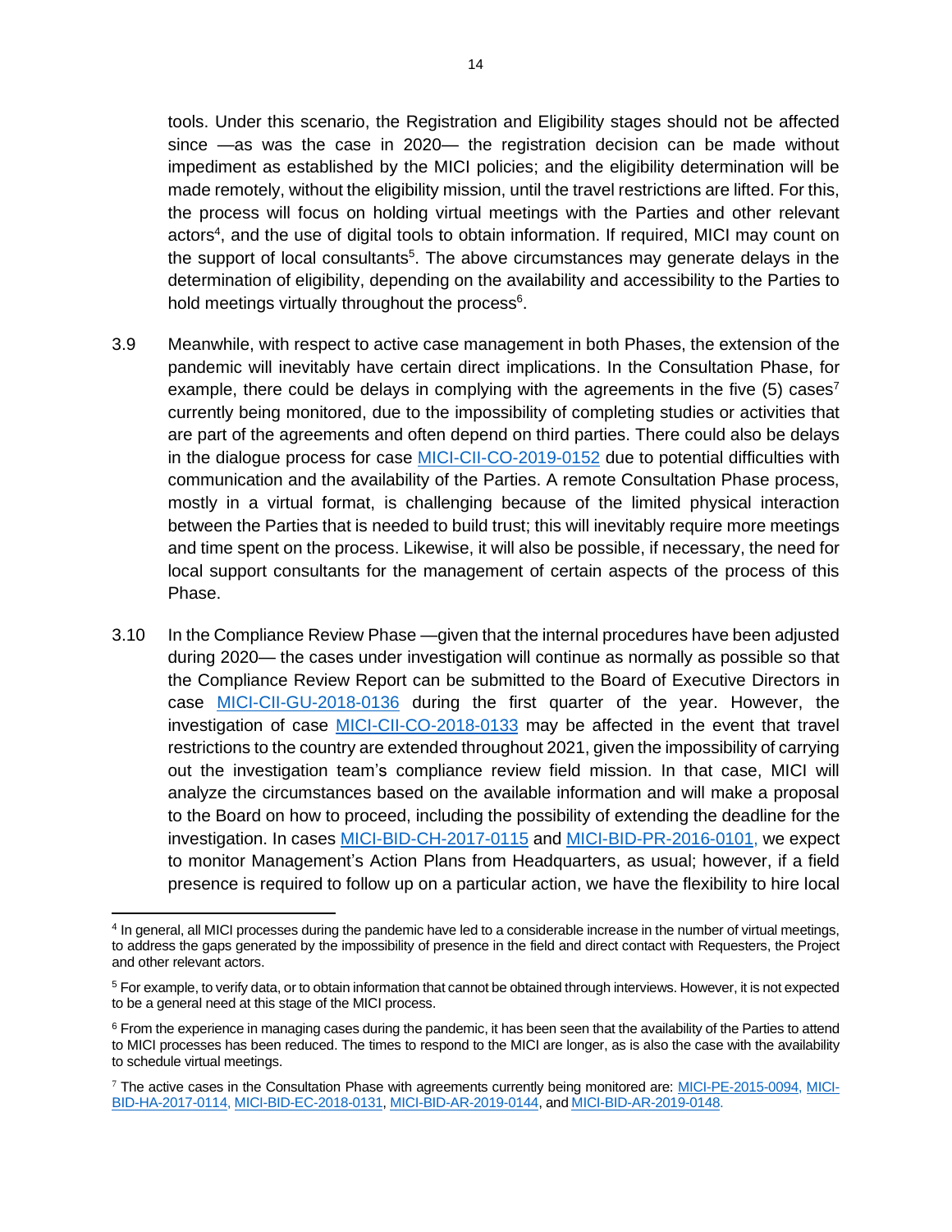tools. Under this scenario, the Registration and Eligibility stages should not be affected since —as was the case in 2020— the registration decision can be made without impediment as established by the MICI policies; and the eligibility determination will be made remotely, without the eligibility mission, until the travel restrictions are lifted. For this, the process will focus on holding virtual meetings with the Parties and other relevant actors[4], and the use of digital tools to obtain information. If required, MICI may count on the support of local consultants[5]. The above circumstances may generate delays in the determination of eligibility, depending on the availability and accessibility to the Parties to hold meetings virtually throughout the process[6].

3.9 Meanwhile, with respect to active case management in both Phases, the extension of the pandemic will inevitably have certain direct implications. In the Consultation Phase, for example, there could be delays in complying with the agreements in the five (5) cases[7] currently being monitored, due to the impossibility of completing studies or activities that are part of the agreements and often depend on third parties. There could also be delays in the dialogue process for case MICI-CII-CO-2019-0152 due to potential difficulties with communication and the availability of the Parties. A remote Consultation Phase process, mostly in a virtual format, is challenging because of the limited physical interaction between the Parties that is needed to build trust; this will inevitably require more meetings and time spent on the process. Likewise, it will also be possible, if necessary, the need for local support consultants for the management of certain aspects of the process of this Phase.

3.10 In the Compliance Review Phase —given that the internal procedures have been adjusted during 2020— the cases under investigation will continue as normally as possible so that the Compliance Review Report can be submitted to the Board of Executive Directors in case MICI-CII-GU-2018-0136 during the first quarter of the year. However, the investigation of case MICI-CII-CO-2018-0133 may be affected in the event that travel restrictions to the country are extended throughout 2021, given the impossibility of carrying out the investigation team's compliance review field mission. In that case, MICI will analyze the circumstances based on the available information and will make a proposal to the Board on how to proceed, including the possibility of extending the deadline for the investigation. In cases MICI-BID-CH-2017-0115 and MICI-BID-PR-2016-0101, we expect to monitor Management's Action Plans from Headquarters, as usual; however, if a field presence is required to follow up on a particular action, we have the flexibility to hire local

---

[4] In general, all MICI processes during the pandemic have led to a considerable increase in the number of virtual meetings, to address the gaps generated by the impossibility of presence in the field and direct contact with Requesters, the Project and other relevant actors.

[5] For example, to verify data, or to obtain information that cannot be obtained through interviews. However, it is not expected to be a general need at this stage of the MICI process.

[6] From the experience in managing cases during the pandemic, it has been seen that the availability of the Parties to attend to MICI processes has been reduced. The times to respond to the MICI are longer, as is also the case with the availability to schedule virtual meetings.

[7] The active cases in the Consultation Phase with agreements currently being monitored are: MICI-PE-2015-0094, MICI-BID-HA-2017-0114, MICI-BID-EC-2018-0131, MICI-BID-AR-2019-0144, and MICI-BID-AR-2019-0148.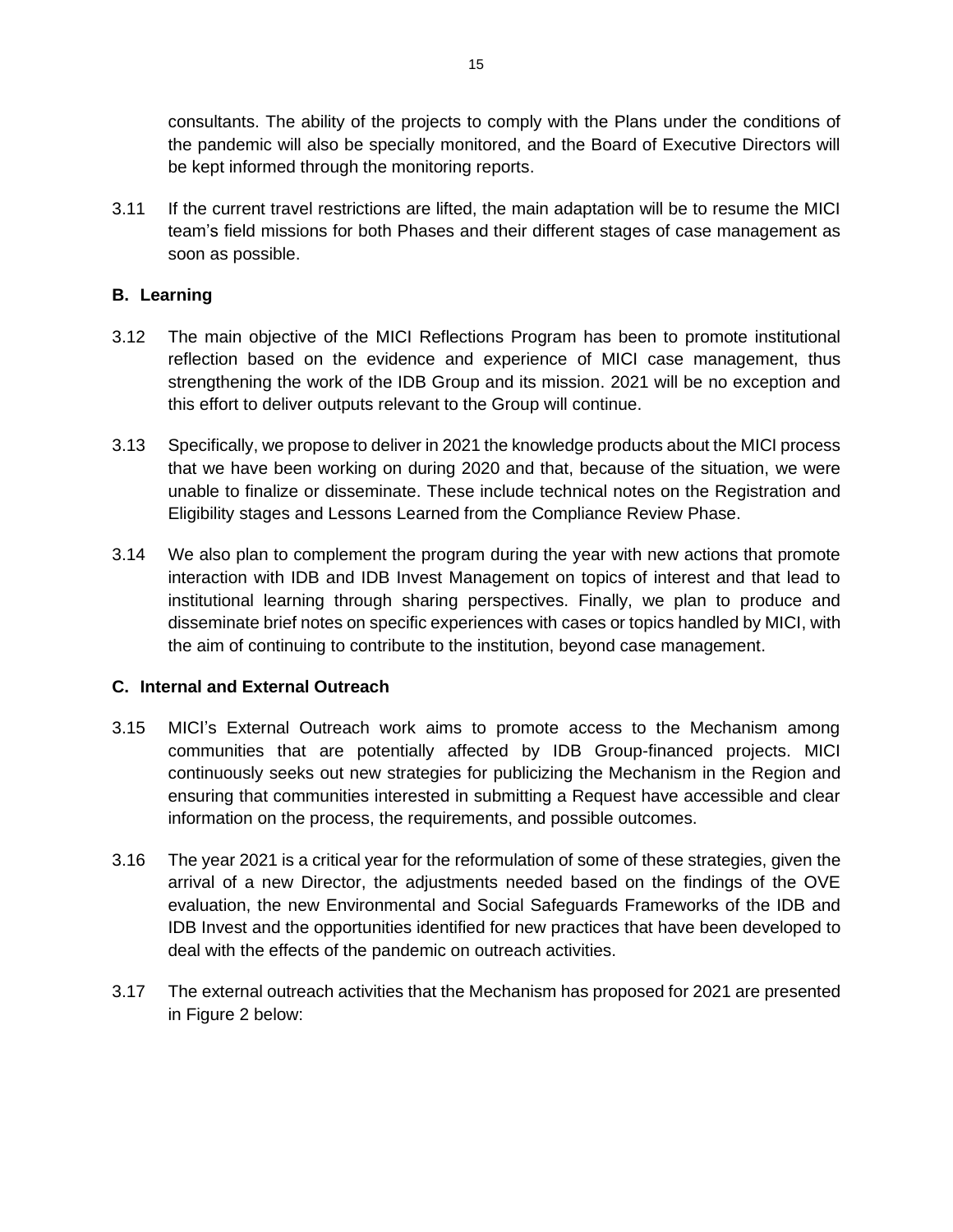consultants. The ability of the projects to comply with the Plans under the conditions of the pandemic will also be specially monitored, and the Board of Executive Directors will be kept informed through the monitoring reports.

3.11 If the current travel restrictions are lifted, the main adaptation will be to resume the MICI team's field missions for both Phases and their different stages of case management as soon as possible.

## B. Learning

3.12 The main objective of the MICI Reflections Program has been to promote institutional reflection based on the evidence and experience of MICI case management, thus strengthening the work of the IDB Group and its mission. 2021 will be no exception and this effort to deliver outputs relevant to the Group will continue.

3.13 Specifically, we propose to deliver in 2021 the knowledge products about the MICI process that we have been working on during 2020 and that, because of the situation, we were unable to finalize or disseminate. These include technical notes on the Registration and Eligibility stages and Lessons Learned from the Compliance Review Phase.

3.14 We also plan to complement the program during the year with new actions that promote interaction with IDB and IDB Invest Management on topics of interest and that lead to institutional learning through sharing perspectives. Finally, we plan to produce and disseminate brief notes on specific experiences with cases or topics handled by MICI, with the aim of continuing to contribute to the institution, beyond case management.

## C. Internal and External Outreach

3.15 MICI's External Outreach work aims to promote access to the Mechanism among communities that are potentially affected by IDB Group-financed projects. MICI continuously seeks out new strategies for publicizing the Mechanism in the Region and ensuring that communities interested in submitting a Request have accessible and clear information on the process, the requirements, and possible outcomes.

3.16 The year 2021 is a critical year for the reformulation of some of these strategies, given the arrival of a new Director, the adjustments needed based on the findings of the OVE evaluation, the new Environmental and Social Safeguards Frameworks of the IDB and IDB Invest and the opportunities identified for new practices that have been developed to deal with the effects of the pandemic on outreach activities.

3.17 The external outreach activities that the Mechanism has proposed for 2021 are presented in Figure 2 below: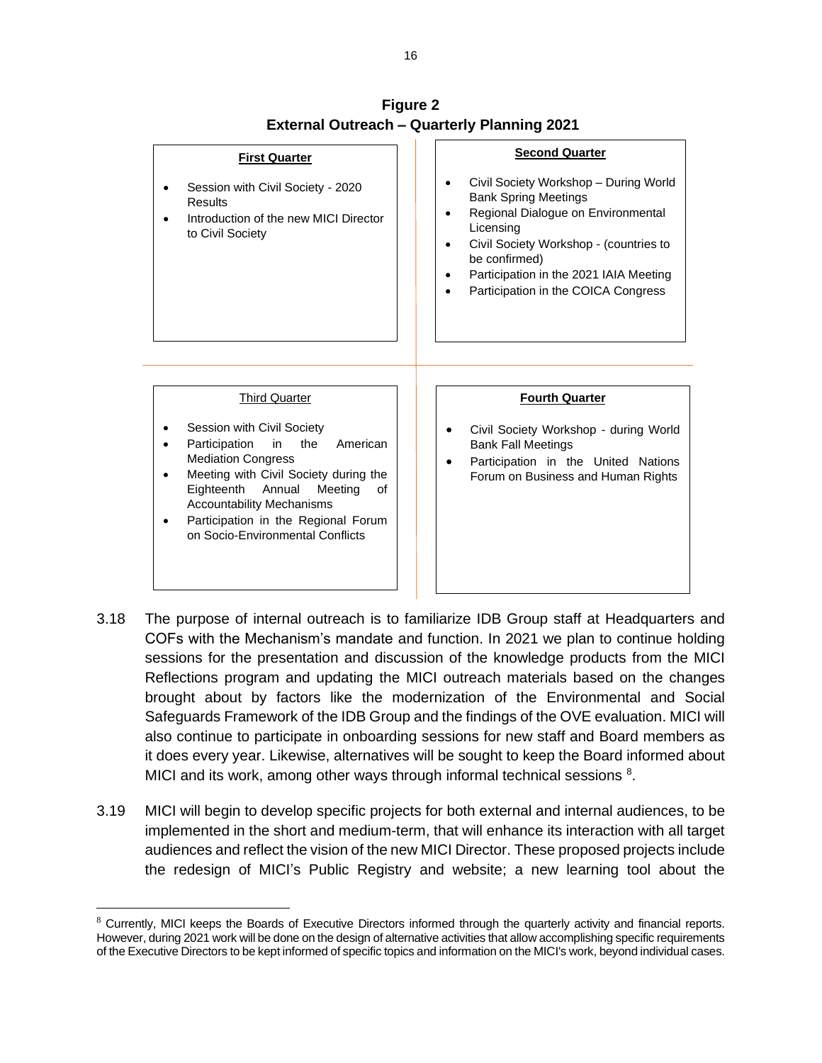**Figure 2**
**External Outreach – Quarterly Planning 2021**

**First Quarter**

- Session with Civil Society - 2020 Results
- Introduction of the new MICI Director to Civil Society

**Second Quarter**

- Civil Society Workshop – During World Bank Spring Meetings
- Regional Dialogue on Environmental Licensing
- Civil Society Workshop - (countries to be confirmed)
- Participation in the 2021 IAIA Meeting
- Participation in the COICA Congress

Third Quarter

- Session with Civil Society
- Participation in the American Mediation Congress
- Meeting with Civil Society during the Eighteenth Annual Meeting of Accountability Mechanisms
- Participation in the Regional Forum on Socio-Environmental Conflicts

**Fourth Quarter**

- Civil Society Workshop - during World Bank Fall Meetings
- Participation in the United Nations Forum on Business and Human Rights

3.18 The purpose of internal outreach is to familiarize IDB Group staff at Headquarters and COFs with the Mechanism's mandate and function. In 2021 we plan to continue holding sessions for the presentation and discussion of the knowledge products from the MICI Reflections program and updating the MICI outreach materials based on the changes brought about by factors like the modernization of the Environmental and Social Safeguards Framework of the IDB Group and the findings of the OVE evaluation. MICI will also continue to participate in onboarding sessions for new staff and Board members as it does every year. Likewise, alternatives will be sought to keep the Board informed about MICI and its work, among other ways through informal technical sessions [8].

3.19 MICI will begin to develop specific projects for both external and internal audiences, to be implemented in the short and medium-term, that will enhance its interaction with all target audiences and reflect the vision of the new MICI Director. These proposed projects include the redesign of MICI's Public Registry and website; a new learning tool about the

[8] Currently, MICI keeps the Boards of Executive Directors informed through the quarterly activity and financial reports. However, during 2021 work will be done on the design of alternative activities that allow accomplishing specific requirements of the Executive Directors to be kept informed of specific topics and information on the MICI's work, beyond individual cases.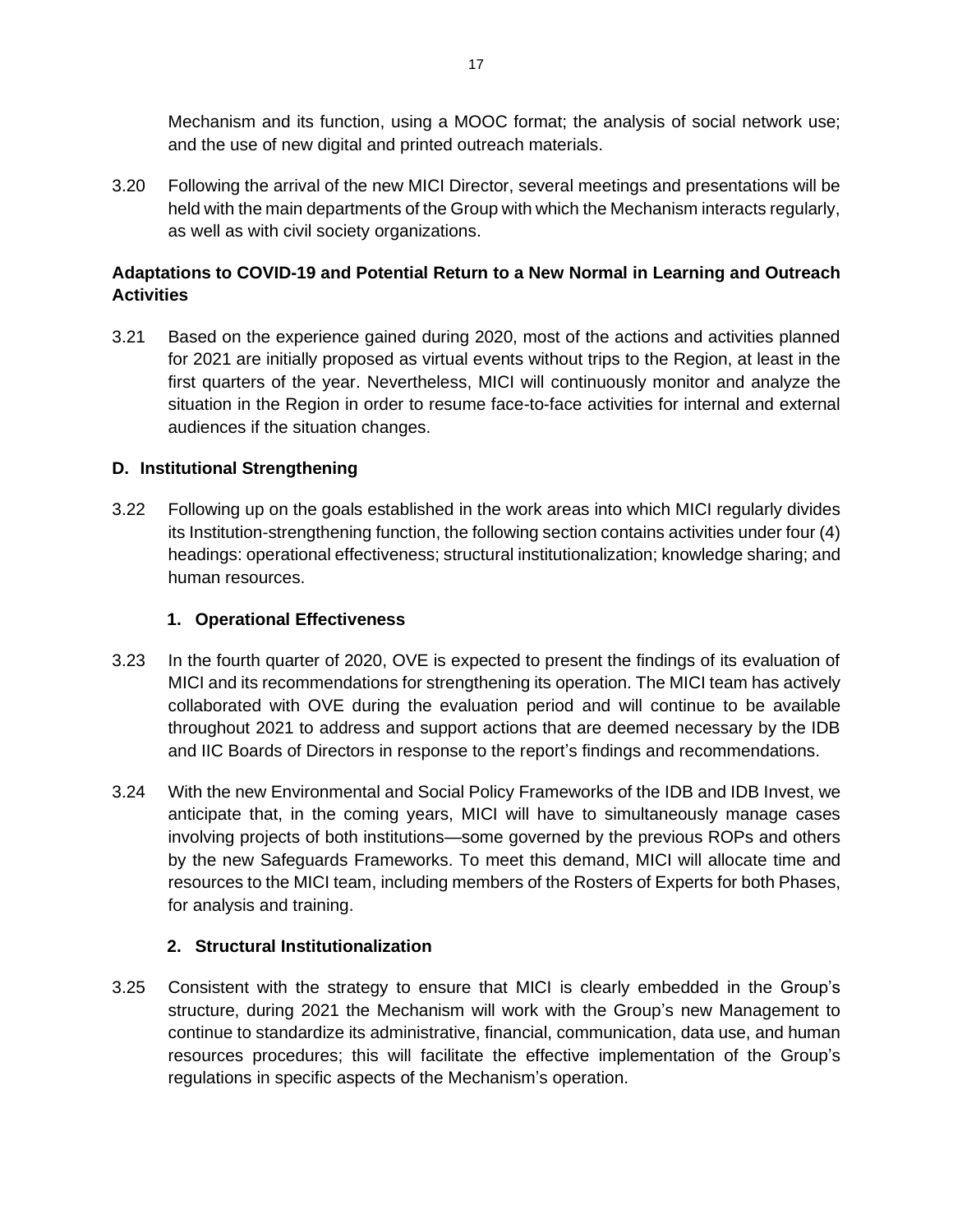Mechanism and its function, using a MOOC format; the analysis of social network use; and the use of new digital and printed outreach materials.

3.20 Following the arrival of the new MICI Director, several meetings and presentations will be held with the main departments of the Group with which the Mechanism interacts regularly, as well as with civil society organizations.

**Adaptations to COVID-19 and Potential Return to a New Normal in Learning and Outreach Activities**

3.21 Based on the experience gained during 2020, most of the actions and activities planned for 2021 are initially proposed as virtual events without trips to the Region, at least in the first quarters of the year. Nevertheless, MICI will continuously monitor and analyze the situation in the Region in order to resume face-to-face activities for internal and external audiences if the situation changes.

### D. Institutional Strengthening

3.22 Following up on the goals established in the work areas into which MICI regularly divides its Institution-strengthening function, the following section contains activities under four (4) headings: operational effectiveness; structural institutionalization; knowledge sharing; and human resources.

#### 1. Operational Effectiveness

3.23 In the fourth quarter of 2020, OVE is expected to present the findings of its evaluation of MICI and its recommendations for strengthening its operation. The MICI team has actively collaborated with OVE during the evaluation period and will continue to be available throughout 2021 to address and support actions that are deemed necessary by the IDB and IIC Boards of Directors in response to the report's findings and recommendations.

3.24 With the new Environmental and Social Policy Frameworks of the IDB and IDB Invest, we anticipate that, in the coming years, MICI will have to simultaneously manage cases involving projects of both institutions—some governed by the previous ROPs and others by the new Safeguards Frameworks. To meet this demand, MICI will allocate time and resources to the MICI team, including members of the Rosters of Experts for both Phases, for analysis and training.

#### 2. Structural Institutionalization

3.25 Consistent with the strategy to ensure that MICI is clearly embedded in the Group's structure, during 2021 the Mechanism will work with the Group's new Management to continue to standardize its administrative, financial, communication, data use, and human resources procedures; this will facilitate the effective implementation of the Group's regulations in specific aspects of the Mechanism's operation.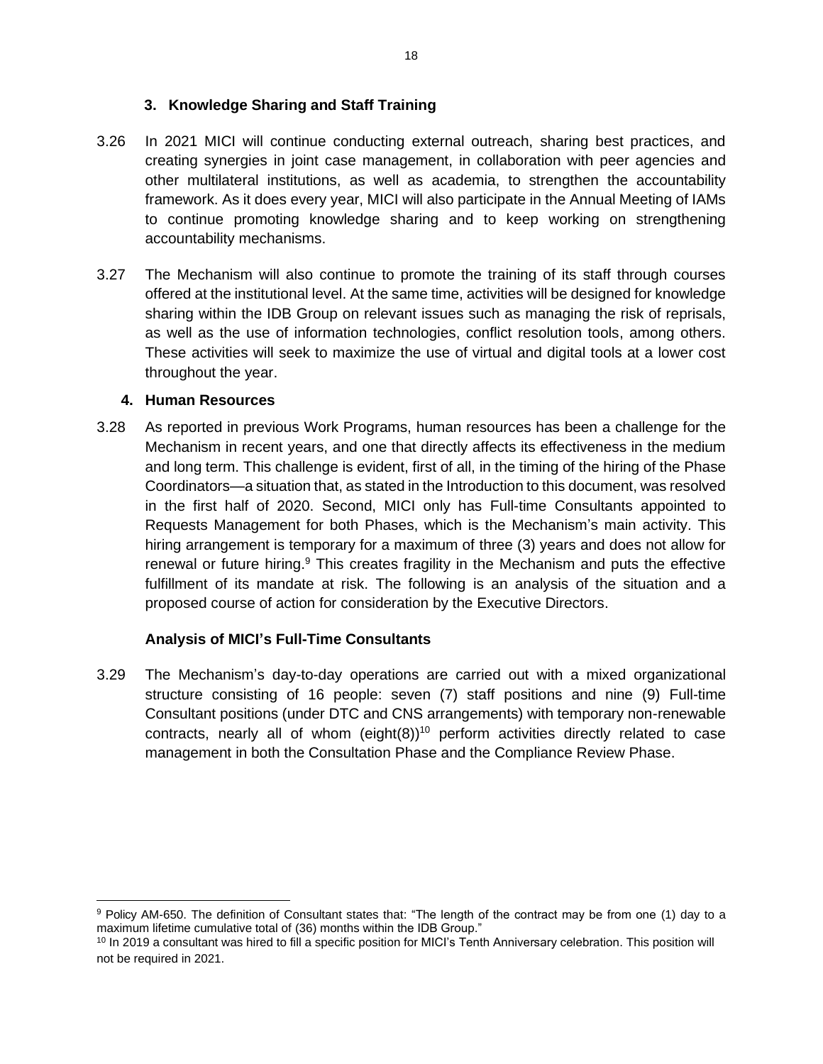### 3. Knowledge Sharing and Staff Training

3.26 In 2021 MICI will continue conducting external outreach, sharing best practices, and creating synergies in joint case management, in collaboration with peer agencies and other multilateral institutions, as well as academia, to strengthen the accountability framework. As it does every year, MICI will also participate in the Annual Meeting of IAMs to continue promoting knowledge sharing and to keep working on strengthening accountability mechanisms.

3.27 The Mechanism will also continue to promote the training of its staff through courses offered at the institutional level. At the same time, activities will be designed for knowledge sharing within the IDB Group on relevant issues such as managing the risk of reprisals, as well as the use of information technologies, conflict resolution tools, among others. These activities will seek to maximize the use of virtual and digital tools at a lower cost throughout the year.

### 4. Human Resources

3.28 As reported in previous Work Programs, human resources has been a challenge for the Mechanism in recent years, and one that directly affects its effectiveness in the medium and long term. This challenge is evident, first of all, in the timing of the hiring of the Phase Coordinators—a situation that, as stated in the Introduction to this document, was resolved in the first half of 2020. Second, MICI only has Full-time Consultants appointed to Requests Management for both Phases, which is the Mechanism's main activity. This hiring arrangement is temporary for a maximum of three (3) years and does not allow for renewal or future hiring.[9] This creates fragility in the Mechanism and puts the effective fulfillment of its mandate at risk. The following is an analysis of the situation and a proposed course of action for consideration by the Executive Directors.

**Analysis of MICI's Full-Time Consultants**

3.29 The Mechanism's day-to-day operations are carried out with a mixed organizational structure consisting of 16 people: seven (7) staff positions and nine (9) Full-time Consultant positions (under DTC and CNS arrangements) with temporary non-renewable contracts, nearly all of whom (eight(8))[10] perform activities directly related to case management in both the Consultation Phase and the Compliance Review Phase.

---

[9] Policy AM-650. The definition of Consultant states that: "The length of the contract may be from one (1) day to a maximum lifetime cumulative total of (36) months within the IDB Group."

[10] In 2019 a consultant was hired to fill a specific position for MICI's Tenth Anniversary celebration. This position will not be required in 2021.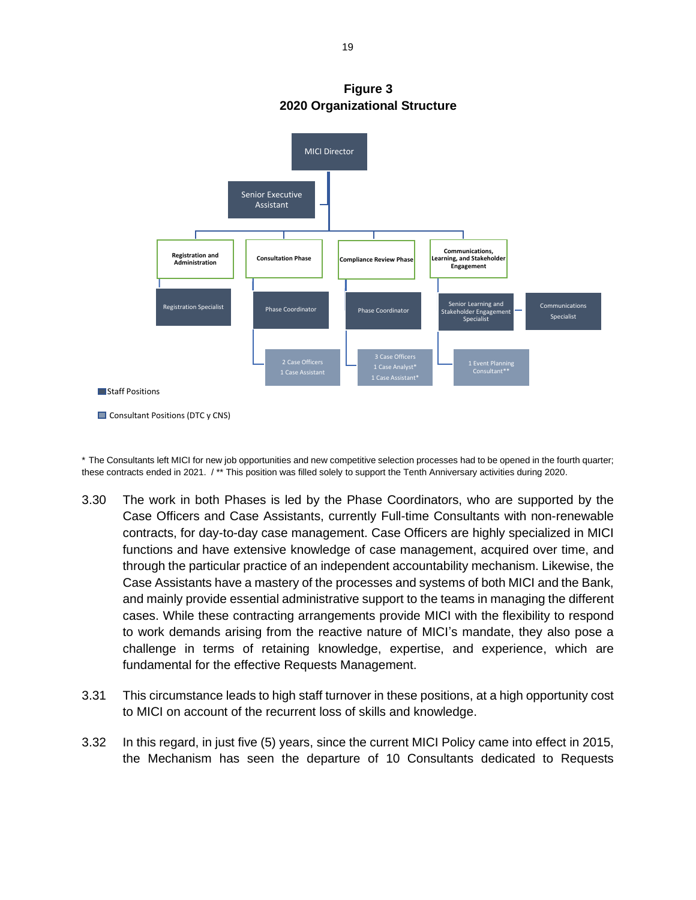**Figure 3**
**2020 Organizational Structure**

MICI Director

Senior Executive Assistant

Registration and Administration | Consultation Phase | Compliance Review Phase | Communications, Learning, and Stakeholder Engagement

Registration Specialist

Phase Coordinator

2 Case Officers
1 Case Assistant

Phase Coordinator

3 Case Officers
1 Case Analyst*
1 Case Assistant*

Senior Learning and Stakeholder Engagement Specialist

Communications Specialist

1 Event Planning Consultant**

Staff Positions

Consultant Positions (DTC y CNS)

\* The Consultants left MICI for new job opportunities and new competitive selection processes had to be opened in the fourth quarter; these contracts ended in 2021. / ** This position was filled solely to support the Tenth Anniversary activities during 2020.

3.30 The work in both Phases is led by the Phase Coordinators, who are supported by the Case Officers and Case Assistants, currently Full-time Consultants with non-renewable contracts, for day-to-day case management. Case Officers are highly specialized in MICI functions and have extensive knowledge of case management, acquired over time, and through the particular practice of an independent accountability mechanism. Likewise, the Case Assistants have a mastery of the processes and systems of both MICI and the Bank, and mainly provide essential administrative support to the teams in managing the different cases. While these contracting arrangements provide MICI with the flexibility to respond to work demands arising from the reactive nature of MICI's mandate, they also pose a challenge in terms of retaining knowledge, expertise, and experience, which are fundamental for the effective Requests Management.

3.31 This circumstance leads to high staff turnover in these positions, at a high opportunity cost to MICI on account of the recurrent loss of skills and knowledge.

3.32 In this regard, in just five (5) years, since the current MICI Policy came into effect in 2015, the Mechanism has seen the departure of 10 Consultants dedicated to Requests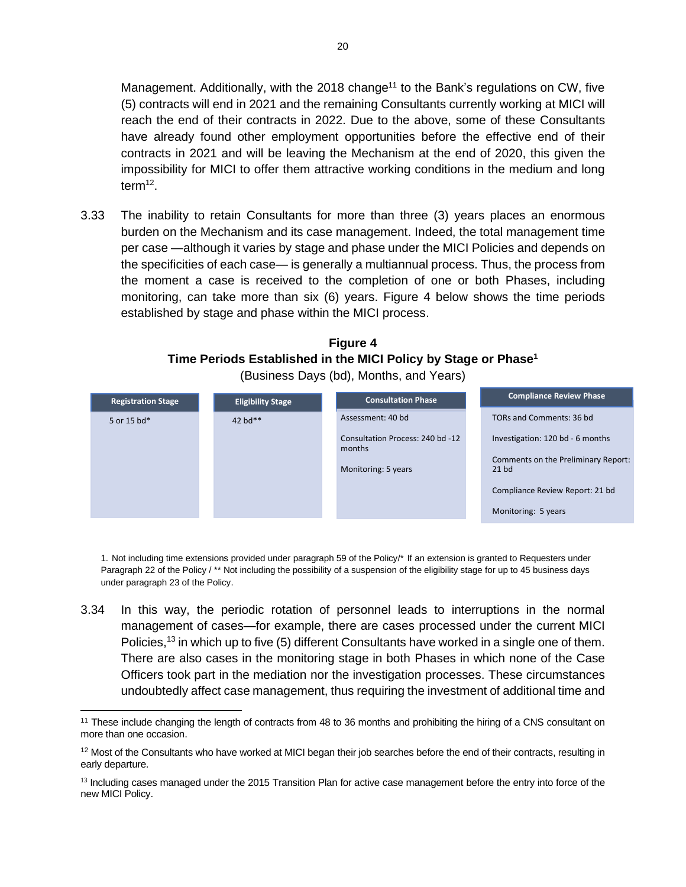Management. Additionally, with the 2018 change[11] to the Bank's regulations on CW, five (5) contracts will end in 2021 and the remaining Consultants currently working at MICI will reach the end of their contracts in 2022. Due to the above, some of these Consultants have already found other employment opportunities before the effective end of their contracts in 2021 and will be leaving the Mechanism at the end of 2020, this given the impossibility for MICI to offer them attractive working conditions in the medium and long term[12].

3.33 The inability to retain Consultants for more than three (3) years places an enormous burden on the Mechanism and its case management. Indeed, the total management time per case —although it varies by stage and phase under the MICI Policies and depends on the specificities of each case— is generally a multiannual process. Thus, the process from the moment a case is received to the completion of one or both Phases, including monitoring, can take more than six (6) years. Figure 4 below shows the time periods established by stage and phase within the MICI process.

**Figure 4**
**Time Periods Established in the MICI Policy by Stage or Phase[1]**
(Business Days (bd), Months, and Years)

| Registration Stage | Eligibility Stage | Consultation Phase | Compliance Review Phase |
|---|---|---|---|
| 5 or 15 bd* | 42 bd** | Assessment: 40 bd | TORs and Comments: 36 bd |
| | | Consultation Process: 240 bd -12 months | Investigation: 120 bd - 6 months |
| | | Monitoring: 5 years | Comments on the Preliminary Report: 21 bd |
| | | | Compliance Review Report: 21 bd |
| | | | Monitoring: 5 years |

1. Not including time extensions provided under paragraph 59 of the Policy/* If an extension is granted to Requesters under Paragraph 22 of the Policy / ** Not including the possibility of a suspension of the eligibility stage for up to 45 business days under paragraph 23 of the Policy.

3.34 In this way, the periodic rotation of personnel leads to interruptions in the normal management of cases—for example, there are cases processed under the current MICI Policies,[13] in which up to five (5) different Consultants have worked in a single one of them. There are also cases in the monitoring stage in both Phases in which none of the Case Officers took part in the mediation nor the investigation processes. These circumstances undoubtedly affect case management, thus requiring the investment of additional time and

[11] These include changing the length of contracts from 48 to 36 months and prohibiting the hiring of a CNS consultant on more than one occasion.

[12] Most of the Consultants who have worked at MICI began their job searches before the end of their contracts, resulting in early departure.

[13] Including cases managed under the 2015 Transition Plan for active case management before the entry into force of the new MICI Policy.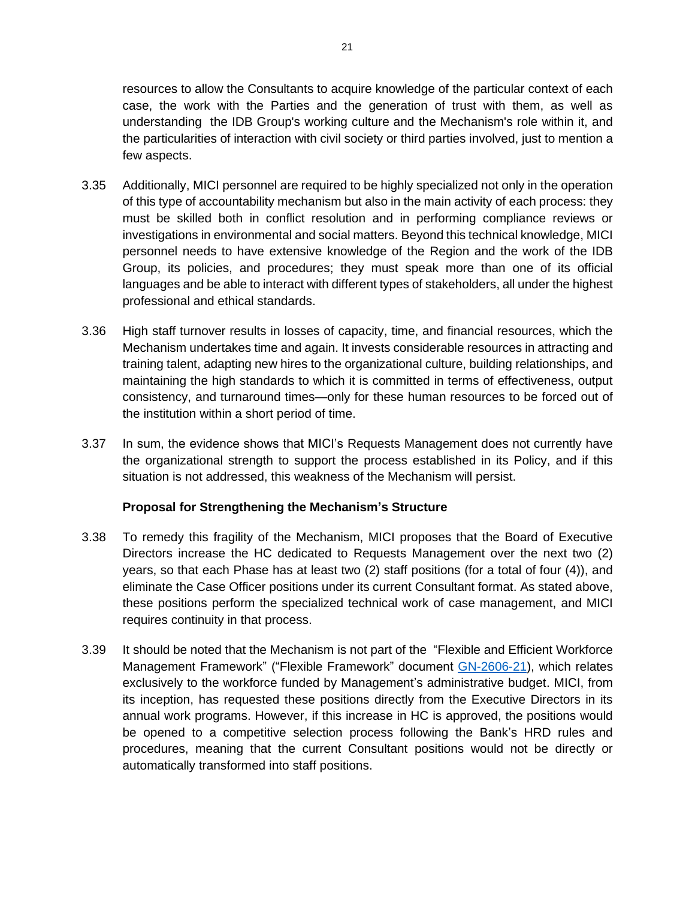resources to allow the Consultants to acquire knowledge of the particular context of each case, the work with the Parties and the generation of trust with them, as well as understanding the IDB Group's working culture and the Mechanism's role within it, and the particularities of interaction with civil society or third parties involved, just to mention a few aspects.

3.35 Additionally, MICI personnel are required to be highly specialized not only in the operation of this type of accountability mechanism but also in the main activity of each process: they must be skilled both in conflict resolution and in performing compliance reviews or investigations in environmental and social matters. Beyond this technical knowledge, MICI personnel needs to have extensive knowledge of the Region and the work of the IDB Group, its policies, and procedures; they must speak more than one of its official languages and be able to interact with different types of stakeholders, all under the highest professional and ethical standards.

3.36 High staff turnover results in losses of capacity, time, and financial resources, which the Mechanism undertakes time and again. It invests considerable resources in attracting and training talent, adapting new hires to the organizational culture, building relationships, and maintaining the high standards to which it is committed in terms of effectiveness, output consistency, and turnaround times—only for these human resources to be forced out of the institution within a short period of time.

3.37 In sum, the evidence shows that MICI's Requests Management does not currently have the organizational strength to support the process established in its Policy, and if this situation is not addressed, this weakness of the Mechanism will persist.

**Proposal for Strengthening the Mechanism's Structure**

3.38 To remedy this fragility of the Mechanism, MICI proposes that the Board of Executive Directors increase the HC dedicated to Requests Management over the next two (2) years, so that each Phase has at least two (2) staff positions (for a total of four (4)), and eliminate the Case Officer positions under its current Consultant format. As stated above, these positions perform the specialized technical work of case management, and MICI requires continuity in that process.

3.39 It should be noted that the Mechanism is not part of the "Flexible and Efficient Workforce Management Framework" ("Flexible Framework" document GN-2606-21), which relates exclusively to the workforce funded by Management's administrative budget. MICI, from its inception, has requested these positions directly from the Executive Directors in its annual work programs. However, if this increase in HC is approved, the positions would be opened to a competitive selection process following the Bank's HRD rules and procedures, meaning that the current Consultant positions would not be directly or automatically transformed into staff positions.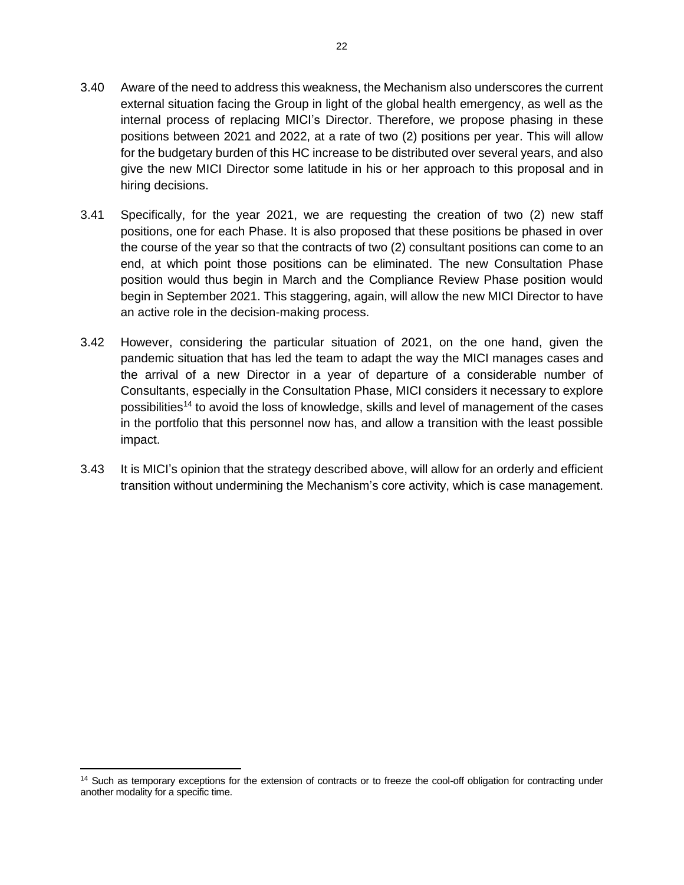3.40 Aware of the need to address this weakness, the Mechanism also underscores the current external situation facing the Group in light of the global health emergency, as well as the internal process of replacing MICI's Director. Therefore, we propose phasing in these positions between 2021 and 2022, at a rate of two (2) positions per year. This will allow for the budgetary burden of this HC increase to be distributed over several years, and also give the new MICI Director some latitude in his or her approach to this proposal and in hiring decisions.

3.41 Specifically, for the year 2021, we are requesting the creation of two (2) new staff positions, one for each Phase. It is also proposed that these positions be phased in over the course of the year so that the contracts of two (2) consultant positions can come to an end, at which point those positions can be eliminated. The new Consultation Phase position would thus begin in March and the Compliance Review Phase position would begin in September 2021. This staggering, again, will allow the new MICI Director to have an active role in the decision-making process.

3.42 However, considering the particular situation of 2021, on the one hand, given the pandemic situation that has led the team to adapt the way the MICI manages cases and the arrival of a new Director in a year of departure of a considerable number of Consultants, especially in the Consultation Phase, MICI considers it necessary to explore possibilities[14] to avoid the loss of knowledge, skills and level of management of the cases in the portfolio that this personnel now has, and allow a transition with the least possible impact.

3.43 It is MICI's opinion that the strategy described above, will allow for an orderly and efficient transition without undermining the Mechanism's core activity, which is case management.

---

[14] Such as temporary exceptions for the extension of contracts or to freeze the cool-off obligation for contracting under another modality for a specific time.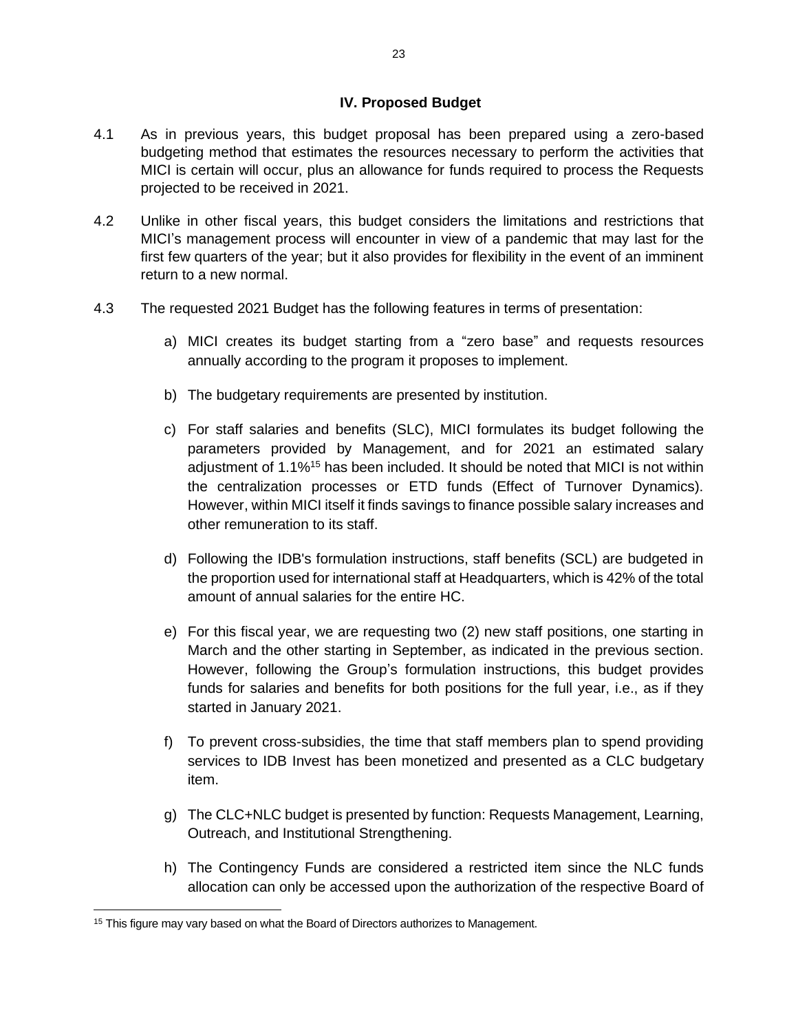## IV. Proposed Budget

4.1 As in previous years, this budget proposal has been prepared using a zero-based budgeting method that estimates the resources necessary to perform the activities that MICI is certain will occur, plus an allowance for funds required to process the Requests projected to be received in 2021.

4.2 Unlike in other fiscal years, this budget considers the limitations and restrictions that MICI's management process will encounter in view of a pandemic that may last for the first few quarters of the year; but it also provides for flexibility in the event of an imminent return to a new normal.

4.3 The requested 2021 Budget has the following features in terms of presentation:

a) MICI creates its budget starting from a "zero base" and requests resources annually according to the program it proposes to implement.

b) The budgetary requirements are presented by institution.

c) For staff salaries and benefits (SLC), MICI formulates its budget following the parameters provided by Management, and for 2021 an estimated salary adjustment of 1.1%[15] has been included. It should be noted that MICI is not within the centralization processes or ETD funds (Effect of Turnover Dynamics). However, within MICI itself it finds savings to finance possible salary increases and other remuneration to its staff.

d) Following the IDB's formulation instructions, staff benefits (SCL) are budgeted in the proportion used for international staff at Headquarters, which is 42% of the total amount of annual salaries for the entire HC.

e) For this fiscal year, we are requesting two (2) new staff positions, one starting in March and the other starting in September, as indicated in the previous section. However, following the Group's formulation instructions, this budget provides funds for salaries and benefits for both positions for the full year, i.e., as if they started in January 2021.

f) To prevent cross-subsidies, the time that staff members plan to spend providing services to IDB Invest has been monetized and presented as a CLC budgetary item.

g) The CLC+NLC budget is presented by function: Requests Management, Learning, Outreach, and Institutional Strengthening.

h) The Contingency Funds are considered a restricted item since the NLC funds allocation can only be accessed upon the authorization of the respective Board of

[15] This figure may vary based on what the Board of Directors authorizes to Management.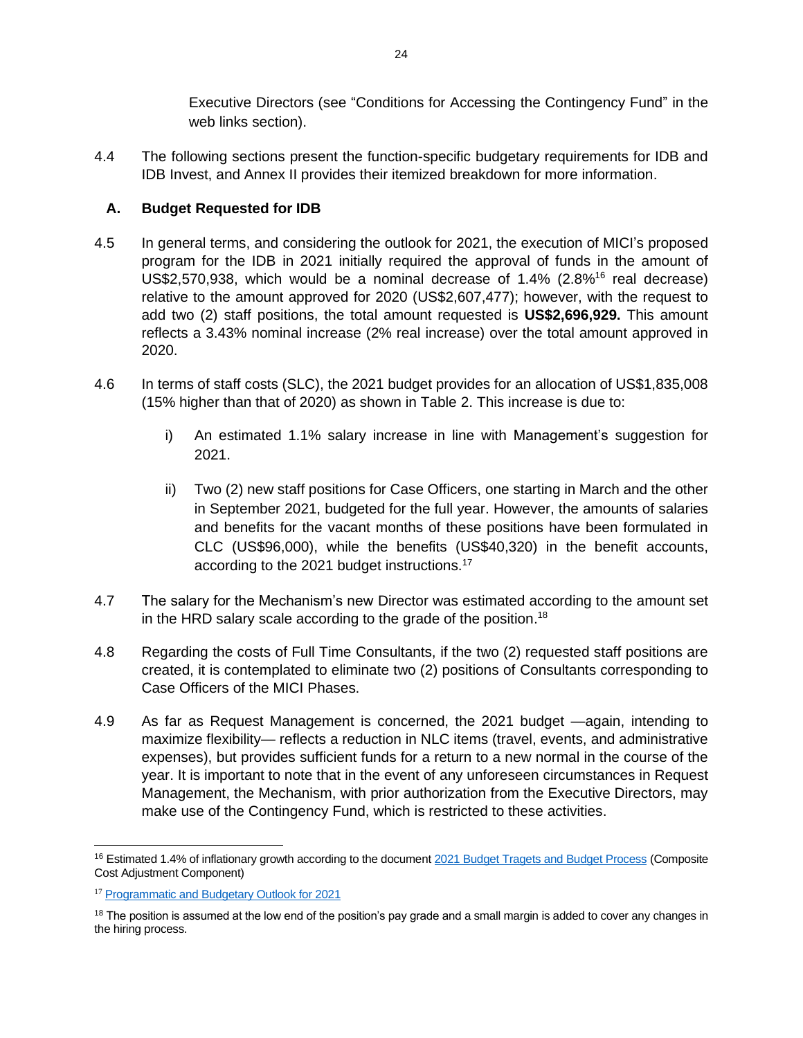Executive Directors (see "Conditions for Accessing the Contingency Fund" in the web links section).

4.4 The following sections present the function-specific budgetary requirements for IDB and IDB Invest, and Annex II provides their itemized breakdown for more information.

## A. Budget Requested for IDB

4.5 In general terms, and considering the outlook for 2021, the execution of MICI's proposed program for the IDB in 2021 initially required the approval of funds in the amount of US$2,570,938, which would be a nominal decrease of 1.4% (2.8%[16] real decrease) relative to the amount approved for 2020 (US$2,607,477); however, with the request to add two (2) staff positions, the total amount requested is **US$2,696,929.** This amount reflects a 3.43% nominal increase (2% real increase) over the total amount approved in 2020.

4.6 In terms of staff costs (SLC), the 2021 budget provides for an allocation of US$1,835,008 (15% higher than that of 2020) as shown in Table 2. This increase is due to:

i) An estimated 1.1% salary increase in line with Management's suggestion for 2021.

ii) Two (2) new staff positions for Case Officers, one starting in March and the other in September 2021, budgeted for the full year. However, the amounts of salaries and benefits for the vacant months of these positions have been formulated in CLC (US$96,000), while the benefits (US$40,320) in the benefit accounts, according to the 2021 budget instructions.[17]

4.7 The salary for the Mechanism's new Director was estimated according to the amount set in the HRD salary scale according to the grade of the position.[18]

4.8 Regarding the costs of Full Time Consultants, if the two (2) requested staff positions are created, it is contemplated to eliminate two (2) positions of Consultants corresponding to Case Officers of the MICI Phases.

4.9 As far as Request Management is concerned, the 2021 budget —again, intending to maximize flexibility— reflects a reduction in NLC items (travel, events, and administrative expenses), but provides sufficient funds for a return to a new normal in the course of the year. It is important to note that in the event of any unforeseen circumstances in Request Management, the Mechanism, with prior authorization from the Executive Directors, may make use of the Contingency Fund, which is restricted to these activities.

---

[16] Estimated 1.4% of inflationary growth according to the document 2021 Budget Tragets and Budget Process (Composite Cost Adjustment Component)

[17] Programmatic and Budgetary Outlook for 2021

[18] The position is assumed at the low end of the position's pay grade and a small margin is added to cover any changes in the hiring process.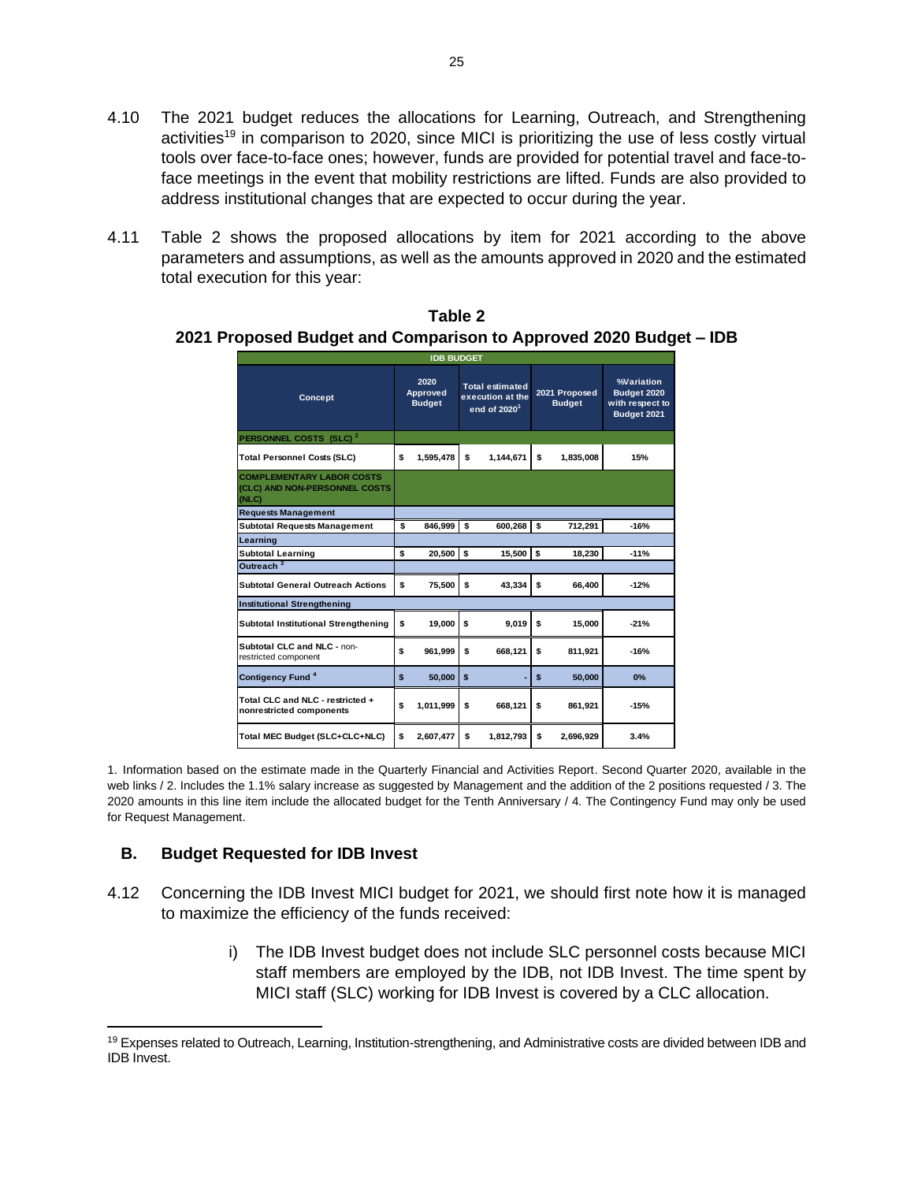4.10 The 2021 budget reduces the allocations for Learning, Outreach, and Strengthening activities[19] in comparison to 2020, since MICI is prioritizing the use of less costly virtual tools over face-to-face ones; however, funds are provided for potential travel and face-to-face meetings in the event that mobility restrictions are lifted. Funds are also provided to address institutional changes that are expected to occur during the year.

4.11 Table 2 shows the proposed allocations by item for 2021 according to the above parameters and assumptions, as well as the amounts approved in 2020 and the estimated total execution for this year:

**Table 2**
**2021 Proposed Budget and Comparison to Approved 2020 Budget – IDB**

| IDB BUDGET | | | | |
|---|---|---|---|---|
| Concept | 2020 Approved Budget | Total estimated execution at the end of 2020[1] | 2021 Proposed Budget | %Variation Budget 2020 with respect to Budget 2021 |
| PERSONNEL COSTS (SLC)[2] | | | | |
| Total Personnel Costs (SLC) | $ 1,595,478 | $ 1,144,671 | $ 1,835,008 | 15% |
| COMPLEMENTARY LABOR COSTS (CLC) AND NON-PERSONNEL COSTS (NLC) | | | | |
| Requests Management | | | | |
| Subtotal Requests Management | $ 846,999 | $ 600,268 | $ 712,291 | -16% |
| Learning | | | | |
| Subtotal Learning | $ 20,500 | $ 15,500 | $ 18,230 | -11% |
| Outreach[3] | | | | |
| Subtotal General Outreach Actions | $ 75,500 | $ 43,334 | $ 66,400 | -12% |
| Institutional Strengthening | | | | |
| Subtotal Institutional Strengthening | $ 19,000 | $ 9,019 | $ 15,000 | -21% |
| Subtotal CLC and NLC - non-restricted component | $ 961,999 | $ 668,121 | $ 811,921 | -16% |
| Contigency Fund[4] | $ 50,000 | $ - | $ 50,000 | 0% |
| Total CLC and NLC - restricted + nonrestricted components | $ 1,011,999 | $ 668,121 | $ 861,921 | -15% |
| Total MEC Budget (SLC+CLC+NLC) | $ 2,607,477 | $ 1,812,793 | $ 2,696,929 | 3.4% |

1. Information based on the estimate made in the Quarterly Financial and Activities Report. Second Quarter 2020, available in the web links / 2. Includes the 1.1% salary increase as suggested by Management and the addition of the 2 positions requested / 3. The 2020 amounts in this line item include the allocated budget for the Tenth Anniversary / 4. The Contingency Fund may only be used for Request Management.

## B. Budget Requested for IDB Invest

4.12 Concerning the IDB Invest MICI budget for 2021, we should first note how it is managed to maximize the efficiency of the funds received:

i) The IDB Invest budget does not include SLC personnel costs because MICI staff members are employed by the IDB, not IDB Invest. The time spent by MICI staff (SLC) working for IDB Invest is covered by a CLC allocation.

[19] Expenses related to Outreach, Learning, Institution-strengthening, and Administrative costs are divided between IDB and IDB Invest.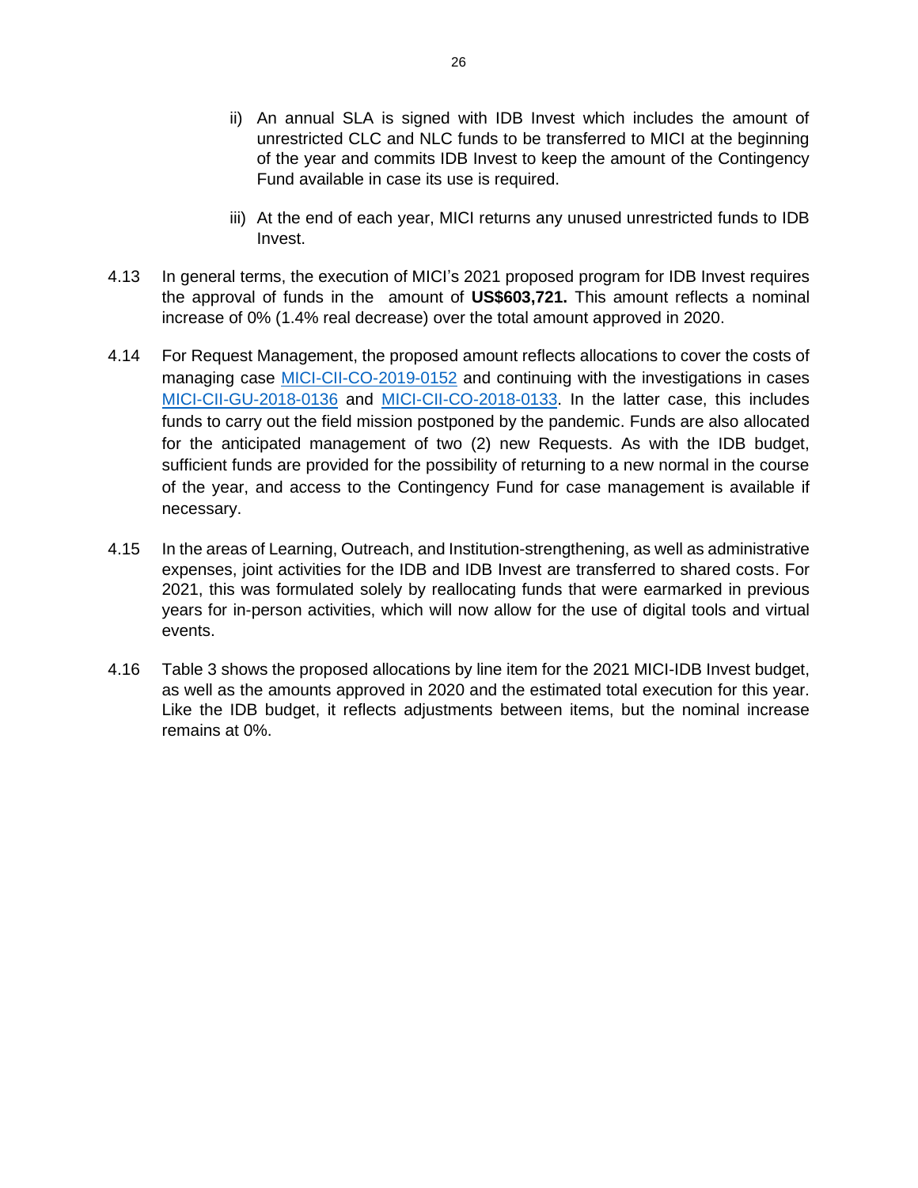ii) An annual SLA is signed with IDB Invest which includes the amount of unrestricted CLC and NLC funds to be transferred to MICI at the beginning of the year and commits IDB Invest to keep the amount of the Contingency Fund available in case its use is required.

iii) At the end of each year, MICI returns any unused unrestricted funds to IDB Invest.

4.13 In general terms, the execution of MICI's 2021 proposed program for IDB Invest requires the approval of funds in the amount of **US$603,721.** This amount reflects a nominal increase of 0% (1.4% real decrease) over the total amount approved in 2020.

4.14 For Request Management, the proposed amount reflects allocations to cover the costs of managing case [MICI-CII-CO-2019-0152](MICI-CII-CO-2019-0152) and continuing with the investigations in cases [MICI-CII-GU-2018-0136](MICI-CII-GU-2018-0136) and [MICI-CII-CO-2018-0133](MICI-CII-CO-2018-0133). In the latter case, this includes funds to carry out the field mission postponed by the pandemic. Funds are also allocated for the anticipated management of two (2) new Requests. As with the IDB budget, sufficient funds are provided for the possibility of returning to a new normal in the course of the year, and access to the Contingency Fund for case management is available if necessary.

4.15 In the areas of Learning, Outreach, and Institution-strengthening, as well as administrative expenses, joint activities for the IDB and IDB Invest are transferred to shared costs. For 2021, this was formulated solely by reallocating funds that were earmarked in previous years for in-person activities, which will now allow for the use of digital tools and virtual events.

4.16 Table 3 shows the proposed allocations by line item for the 2021 MICI-IDB Invest budget, as well as the amounts approved in 2020 and the estimated total execution for this year. Like the IDB budget, it reflects adjustments between items, but the nominal increase remains at 0%.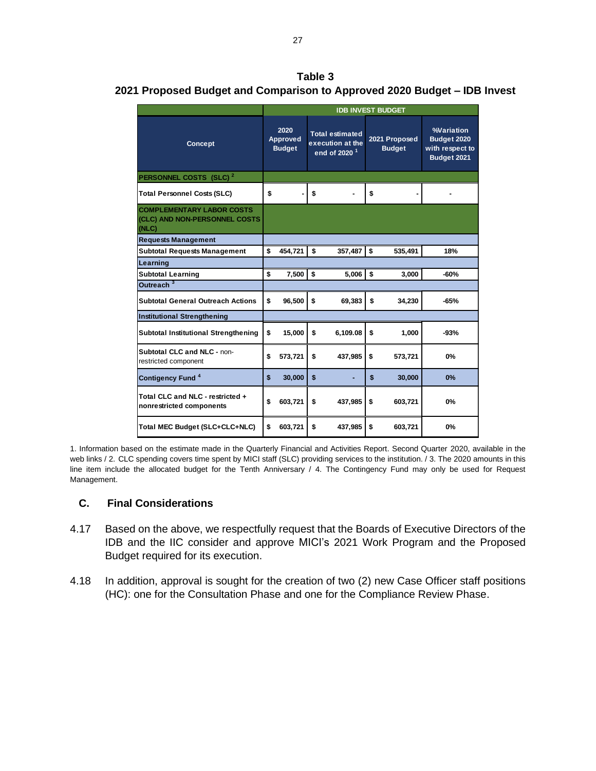**Table 3**
**2021 Proposed Budget and Comparison to Approved 2020 Budget – IDB Invest**

| Concept | IDB INVEST BUDGET | | | |
|---|---|---|---|---|
| | 2020 Approved Budget | Total estimated execution at the end of 2020 [1] | 2021 Proposed Budget | %Variation Budget 2020 with respect to Budget 2021 |
| **PERSONNEL COSTS (SLC) [2]** | | | | |
| **Total Personnel Costs (SLC)** | $ - | $ - | $ - | - |
| **COMPLEMENTARY LABOR COSTS (CLC) AND NON-PERSONNEL COSTS (NLC)** | | | | |
| **Requests Management** | | | | |
| **Subtotal Requests Management** | $ 454,721 | $ 357,487 | $ 535,491 | 18% |
| **Learning** | | | | |
| **Subtotal Learning** | $ 7,500 | $ 5,006 | $ 3,000 | -60% |
| **Outreach [3]** | | | | |
| **Subtotal General Outreach Actions** | $ 96,500 | $ 69,383 | $ 34,230 | -65% |
| **Institutional Strengthening** | | | | |
| **Subtotal Institutional Strengthening** | $ 15,000 | $ 6,109.08 | $ 1,000 | -93% |
| **Subtotal CLC and NLC -** non-restricted component | $ 573,721 | $ 437,985 | $ 573,721 | 0% |
| **Contigency Fund [4]** | $ 30,000 | $ - | $ 30,000 | 0% |
| **Total CLC and NLC - restricted + nonrestricted components** | $ 603,721 | $ 437,985 | $ 603,721 | 0% |
| **Total MEC Budget (SLC+CLC+NLC)** | $ 603,721 | $ 437,985 | $ 603,721 | 0% |

1. Information based on the estimate made in the Quarterly Financial and Activities Report. Second Quarter 2020, available in the web links / 2. CLC spending covers time spent by MICI staff (SLC) providing services to the institution. / 3. The 2020 amounts in this line item include the allocated budget for the Tenth Anniversary / 4. The Contingency Fund may only be used for Request Management.

## C. Final Considerations

4.17 Based on the above, we respectfully request that the Boards of Executive Directors of the IDB and the IIC consider and approve MICI's 2021 Work Program and the Proposed Budget required for its execution.

4.18 In addition, approval is sought for the creation of two (2) new Case Officer staff positions (HC): one for the Consultation Phase and one for the Compliance Review Phase.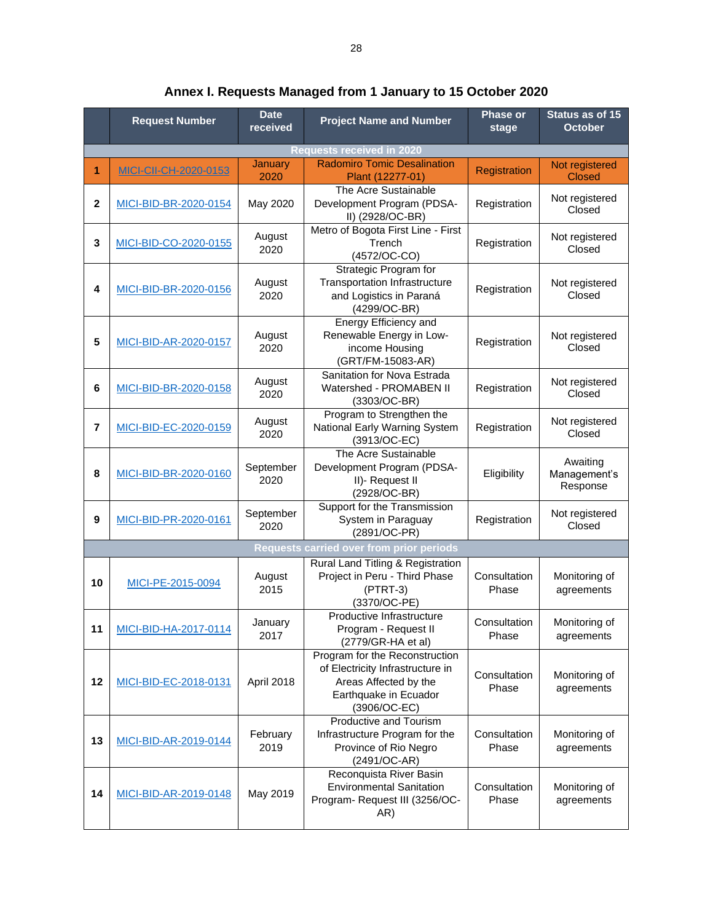## Annex I. Requests Managed from 1 January to 15 October 2020

| | Request Number | Date received | Project Name and Number | Phase or stage | Status as of 15 October |
|---|---|---|---|---|---|
| **Requests received in 2020** | | | | | |
| **1** | MICI-CII-CH-2020-0153 | January 2020 | Radomiro Tomic Desalination Plant (12277-01) | Registration | Not registered Closed |
| **2** | MICI-BID-BR-2020-0154 | May 2020 | The Acre Sustainable Development Program (PDSA-II) (2928/OC-BR) | Registration | Not registered Closed |
| **3** | MICI-BID-CO-2020-0155 | August 2020 | Metro of Bogota First Line - First Trench (4572/OC-CO) | Registration | Not registered Closed |
| **4** | MICI-BID-BR-2020-0156 | August 2020 | Strategic Program for Transportation Infrastructure and Logistics in Paraná (4299/OC-BR) | Registration | Not registered Closed |
| **5** | MICI-BID-AR-2020-0157 | August 2020 | Energy Efficiency and Renewable Energy in Low-income Housing (GRT/FM-15083-AR) | Registration | Not registered Closed |
| **6** | MICI-BID-BR-2020-0158 | August 2020 | Sanitation for Nova Estrada Watershed - PROMABEN II (3303/OC-BR) | Registration | Not registered Closed |
| **7** | MICI-BID-EC-2020-0159 | August 2020 | Program to Strengthen the National Early Warning System (3913/OC-EC) | Registration | Not registered Closed |
| **8** | MICI-BID-BR-2020-0160 | September 2020 | The Acre Sustainable Development Program (PDSA-II)- Request II (2928/OC-BR) | Eligibility | Awaiting Management's Response |
| **9** | MICI-BID-PR-2020-0161 | September 2020 | Support for the Transmission System in Paraguay (2891/OC-PR) | Registration | Not registered Closed |
| **Requests carried over from prior periods** | | | | | |
| **10** | MICI-PE-2015-0094 | August 2015 | Rural Land Titling & Registration Project in Peru - Third Phase (PTRT-3) (3370/OC-PE) | Consultation Phase | Monitoring of agreements |
| **11** | MICI-BID-HA-2017-0114 | January 2017 | Productive Infrastructure Program - Request II (2779/GR-HA et al) | Consultation Phase | Monitoring of agreements |
| **12** | MICI-BID-EC-2018-0131 | April 2018 | Program for the Reconstruction of Electricity Infrastructure in Areas Affected by the Earthquake in Ecuador (3906/OC-EC) | Consultation Phase | Monitoring of agreements |
| **13** | MICI-BID-AR-2019-0144 | February 2019 | Productive and Tourism Infrastructure Program for the Province of Rio Negro (2491/OC-AR) | Consultation Phase | Monitoring of agreements |
| **14** | MICI-BID-AR-2019-0148 | May 2019 | Reconquista River Basin Environmental Sanitation Program- Request III (3256/OC-AR) | Consultation Phase | Monitoring of agreements |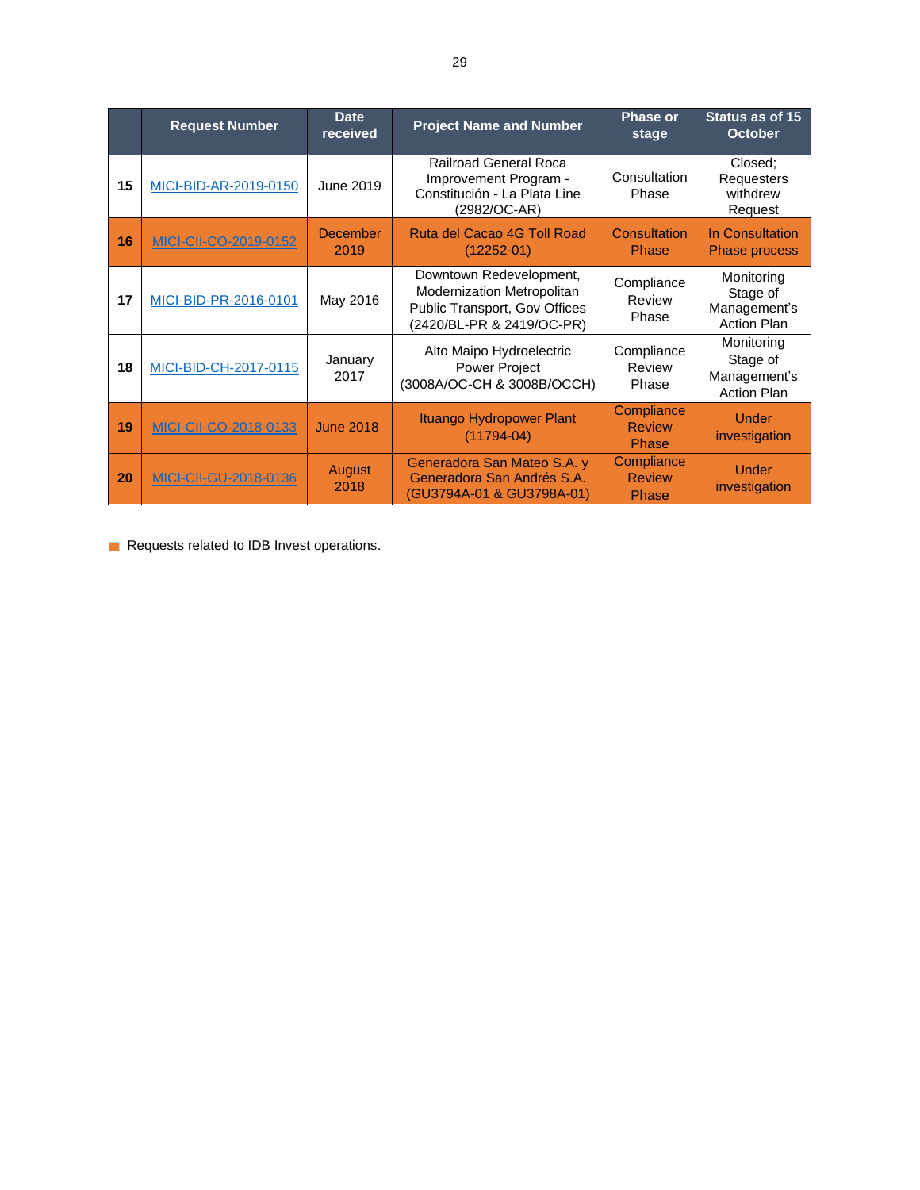| | Request Number | Date received | Project Name and Number | Phase or stage | Status as of 15 October |
|---|---|---|---|---|---|
| **15** | MICI-BID-AR-2019-0150 | June 2019 | Railroad General Roca Improvement Program - Constitución - La Plata Line (2982/OC-AR) | Consultation Phase | Closed; Requesters withdrew Request |
| **16** | MICI-CII-CO-2019-0152 | December 2019 | Ruta del Cacao 4G Toll Road (12252-01) | Consultation Phase | In Consultation Phase process |
| **17** | MICI-BID-PR-2016-0101 | May 2016 | Downtown Redevelopment, Modernization Metropolitan Public Transport, Gov Offices (2420/BL-PR & 2419/OC-PR) | Compliance Review Phase | Monitoring Stage of Management's Action Plan |
| **18** | MICI-BID-CH-2017-0115 | January 2017 | Alto Maipo Hydroelectric Power Project (3008A/OC-CH & 3008B/OCCH) | Compliance Review Phase | Monitoring Stage of Management's Action Plan |
| **19** | MICI-CII-CO-2018-0133 | June 2018 | Ituango Hydropower Plant (11794-04) | Compliance Review Phase | Under investigation |
| **20** | MICI-CII-GU-2018-0136 | August 2018 | Generadora San Mateo S.A. y Generadora San Andrés S.A. (GU3794A-01 & GU3798A-01) | Compliance Review Phase | Under investigation |

Requests related to IDB Invest operations.